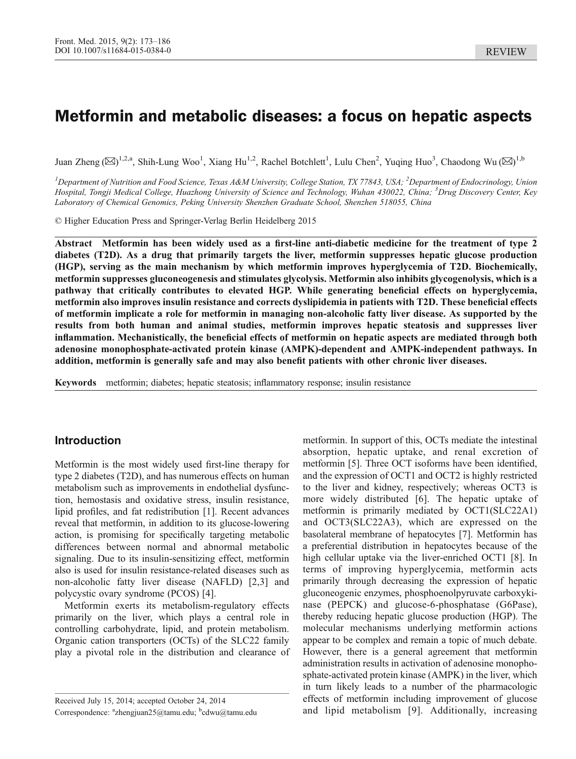REVIEW

# Metformin and metabolic diseases: a focus on hepatic aspects

Juan Zheng (✉)[1,2,a], Shih-Lung Woo[1], Xiang Hu[1,2], Rachel Botchlett[1], Lulu Chen[2], Yuqing Huo[3], Chaodong Wu (✉)[1,b]

[1]*Department of Nutrition and Food Science, Texas A&M University, College Station, TX 77843, USA;* [2]*Department of Endocrinology, Union Hospital, Tongji Medical College, Huazhong University of Science and Technology, Wuhan 430022, China;* [3]*Drug Discovery Center, Key Laboratory of Chemical Genomics, Peking University Shenzhen Graduate School, Shenzhen 518055, China*

© Higher Education Press and Springer-Verlag Berlin Heidelberg 2015

**Abstract Metformin has been widely used as a first-line anti-diabetic medicine for the treatment of type 2 diabetes (T2D). As a drug that primarily targets the liver, metformin suppresses hepatic glucose production (HGP), serving as the main mechanism by which metformin improves hyperglycemia of T2D. Biochemically, metformin suppresses gluconeogenesis and stimulates glycolysis. Metformin also inhibits glycogenolysis, which is a pathway that critically contributes to elevated HGP. While generating beneficial effects on hyperglycemia, metformin also improves insulin resistance and corrects dyslipidemia in patients with T2D. These beneficial effects of metformin implicate a role for metformin in managing non-alcoholic fatty liver disease. As supported by the results from both human and animal studies, metformin improves hepatic steatosis and suppresses liver inflammation. Mechanistically, the beneficial effects of metformin on hepatic aspects are mediated through both adenosine monophosphate-activated protein kinase (AMPK)-dependent and AMPK-independent pathways. In addition, metformin is generally safe and may also benefit patients with other chronic liver diseases.**

**Keywords** metformin; diabetes; hepatic steatosis; inflammatory response; insulin resistance

## Introduction

Metformin is the most widely used first-line therapy for type 2 diabetes (T2D), and has numerous effects on human metabolism such as improvements in endothelial dysfunction, hemostasis and oxidative stress, insulin resistance, lipid profiles, and fat redistribution [1]. Recent advances reveal that metformin, in addition to its glucose-lowering action, is promising for specifically targeting metabolic differences between normal and abnormal metabolic signaling. Due to its insulin-sensitizing effect, metformin also is used for insulin resistance-related diseases such as non-alcoholic fatty liver disease (NAFLD) [2,3] and polycystic ovary syndrome (PCOS) [4].

Metformin exerts its metabolism-regulatory effects primarily on the liver, which plays a central role in controlling carbohydrate, lipid, and protein metabolism. Organic cation transporters (OCTs) of the SLC22 family play a pivotal role in the distribution and clearance of metformin. In support of this, OCTs mediate the intestinal absorption, hepatic uptake, and renal excretion of metformin [5]. Three OCT isoforms have been identified, and the expression of OCT1 and OCT2 is highly restricted to the liver and kidney, respectively; whereas OCT3 is more widely distributed [6]. The hepatic uptake of metformin is primarily mediated by OCT1(SLC22A1) and OCT3(SLC22A3), which are expressed on the basolateral membrane of hepatocytes [7]. Metformin has a preferential distribution in hepatocytes because of the high cellular uptake via the liver-enriched OCT1 [8]. In terms of improving hyperglycemia, metformin acts primarily through decreasing the expression of hepatic gluconeogenic enzymes, phosphoenolpyruvate carboxykinase (PEPCK) and glucose-6-phosphatase (G6Pase), thereby reducing hepatic glucose production (HGP). The molecular mechanisms underlying metformin actions appear to be complex and remain a topic of much debate. However, there is a general agreement that metformin administration results in activation of adenosine monophosphate-activated protein kinase (AMPK) in the liver, which in turn likely leads to a number of the pharmacologic effects of metformin including improvement of glucose and lipid metabolism [9]. Additionally, increasing

Received July 15, 2014; accepted October 24, 2014

Correspondence: [a]zhengjuan25@tamu.edu; [b]cdwu@tamu.edu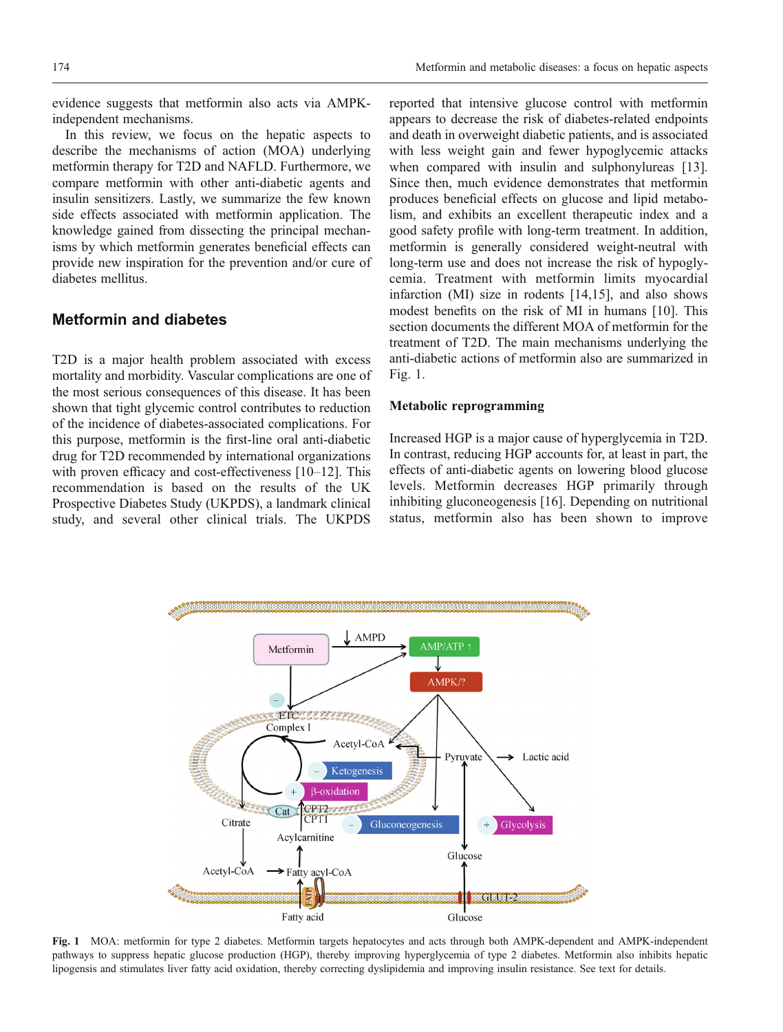evidence suggests that metformin also acts via AMPK-independent mechanisms.

In this review, we focus on the hepatic aspects to describe the mechanisms of action (MOA) underlying metformin therapy for T2D and NAFLD. Furthermore, we compare metformin with other anti-diabetic agents and insulin sensitizers. Lastly, we summarize the few known side effects associated with metformin application. The knowledge gained from dissecting the principal mechanisms by which metformin generates beneficial effects can provide new inspiration for the prevention and/or cure of diabetes mellitus.

## Metformin and diabetes

T2D is a major health problem associated with excess mortality and morbidity. Vascular complications are one of the most serious consequences of this disease. It has been shown that tight glycemic control contributes to reduction of the incidence of diabetes-associated complications. For this purpose, metformin is the first-line oral anti-diabetic drug for T2D recommended by international organizations with proven efficacy and cost-effectiveness [10–12]. This recommendation is based on the results of the UK Prospective Diabetes Study (UKPDS), a landmark clinical study, and several other clinical trials. The UKPDS reported that intensive glucose control with metformin appears to decrease the risk of diabetes-related endpoints and death in overweight diabetic patients, and is associated with less weight gain and fewer hypoglycemic attacks when compared with insulin and sulphonylureas [13]. Since then, much evidence demonstrates that metformin produces beneficial effects on glucose and lipid metabolism, and exhibits an excellent therapeutic index and a good safety profile with long-term treatment. In addition, metformin is generally considered weight-neutral with long-term use and does not increase the risk of hypoglycemia. Treatment with metformin limits myocardial infarction (MI) size in rodents [14,15], and also shows modest benefits on the risk of MI in humans [10]. This section documents the different MOA of metformin for the treatment of T2D. The main mechanisms underlying the anti-diabetic actions of metformin also are summarized in Fig. 1.

### Metabolic reprogramming

Increased HGP is a major cause of hyperglycemia in T2D. In contrast, reducing HGP accounts for, at least in part, the effects of anti-diabetic agents on lowering blood glucose levels. Metformin decreases HGP primarily through inhibiting gluconeogenesis [16]. Depending on nutritional status, metformin also has been shown to improve

**Fig. 1** MOA: metformin for type 2 diabetes. Metformin targets hepatocytes and acts through both AMPK-dependent and AMPK-independent pathways to suppress hepatic glucose production (HGP), thereby improving hyperglycemia of type 2 diabetes. Metformin also inhibits hepatic lipogensis and stimulates liver fatty acid oxidation, thereby correcting dyslipidemia and improving insulin resistance. See text for details.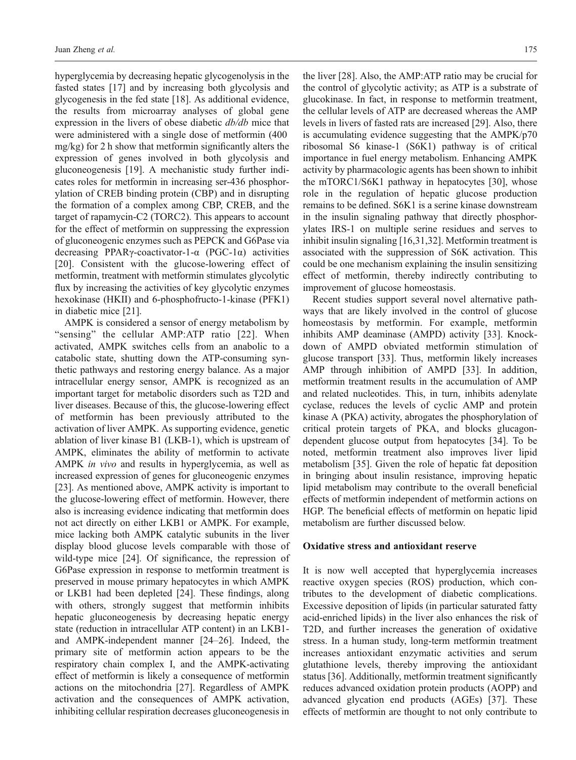hyperglycemia by decreasing hepatic glycogenolysis in the fasted states [17] and by increasing both glycolysis and glycogenesis in the fed state [18]. As additional evidence, the results from microarray analyses of global gene expression in the livers of obese diabetic *db/db* mice that were administered with a single dose of metformin (400 mg/kg) for 2 h show that metformin significantly alters the expression of genes involved in both glycolysis and gluconeogenesis [19]. A mechanistic study further indicates roles for metformin in increasing ser-436 phosphorylation of CREB binding protein (CBP) and in disrupting the formation of a complex among CBP, CREB, and the target of rapamycin-C2 (TORC2). This appears to account for the effect of metformin on suppressing the expression of gluconeogenic enzymes such as PEPCK and G6Pase via decreasing PPARγ-coactivator-1-α (PGC-1α) activities [20]. Consistent with the glucose-lowering effect of metformin, treatment with metformin stimulates glycolytic flux by increasing the activities of key glycolytic enzymes hexokinase (HKII) and 6-phosphofructo-1-kinase (PFK1) in diabetic mice [21].

AMPK is considered a sensor of energy metabolism by "sensing" the cellular AMP:ATP ratio [22]. When activated, AMPK switches cells from an anabolic to a catabolic state, shutting down the ATP-consuming synthetic pathways and restoring energy balance. As a major intracellular energy sensor, AMPK is recognized as an important target for metabolic disorders such as T2D and liver diseases. Because of this, the glucose-lowering effect of metformin has been previously attributed to the activation of liver AMPK. As supporting evidence, genetic ablation of liver kinase B1 (LKB-1), which is upstream of AMPK, eliminates the ability of metformin to activate AMPK *in vivo* and results in hyperglycemia, as well as increased expression of genes for gluconeogenic enzymes [23]. As mentioned above, AMPK activity is important to the glucose-lowering effect of metformin. However, there also is increasing evidence indicating that metformin does not act directly on either LKB1 or AMPK. For example, mice lacking both AMPK catalytic subunits in the liver display blood glucose levels comparable with those of wild-type mice [24]. Of significance, the repression of G6Pase expression in response to metformin treatment is preserved in mouse primary hepatocytes in which AMPK or LKB1 had been depleted [24]. These findings, along with others, strongly suggest that metformin inhibits hepatic gluconeogenesis by decreasing hepatic energy state (reduction in intracellular ATP content) in an LKB1- and AMPK-independent manner [24–26]. Indeed, the primary site of metformin action appears to be the respiratory chain complex I, and the AMPK-activating effect of metformin is likely a consequence of metformin actions on the mitochondria [27]. Regardless of AMPK activation and the consequences of AMPK activation, inhibiting cellular respiration decreases gluconeogenesis in the liver [28]. Also, the AMP:ATP ratio may be crucial for the control of glycolytic activity; as ATP is a substrate of glucokinase. In fact, in response to metformin treatment, the cellular levels of ATP are decreased whereas the AMP levels in livers of fasted rats are increased [29]. Also, there is accumulating evidence suggesting that the AMPK/p70 ribosomal S6 kinase-1 (S6K1) pathway is of critical importance in fuel energy metabolism. Enhancing AMPK activity by pharmacologic agents has been shown to inhibit the mTORC1/S6K1 pathway in hepatocytes [30], whose role in the regulation of hepatic glucose production remains to be defined. S6K1 is a serine kinase downstream in the insulin signaling pathway that directly phosphorylates IRS-1 on multiple serine residues and serves to inhibit insulin signaling [16,31,32]. Metformin treatment is associated with the suppression of S6K activation. This could be one mechanism explaining the insulin sensitizing effect of metformin, thereby indirectly contributing to improvement of glucose homeostasis.

Recent studies support several novel alternative pathways that are likely involved in the control of glucose homeostasis by metformin. For example, metformin inhibits AMP deaminase (AMPD) activity [33]. Knockdown of AMPD obviated metformin stimulation of glucose transport [33]. Thus, metformin likely increases AMP through inhibition of AMPD [33]. In addition, metformin treatment results in the accumulation of AMP and related nucleotides. This, in turn, inhibits adenylate cyclase, reduces the levels of cyclic AMP and protein kinase A (PKA) activity, abrogates the phosphorylation of critical protein targets of PKA, and blocks glucagon-dependent glucose output from hepatocytes [34]. To be noted, metformin treatment also improves liver lipid metabolism [35]. Given the role of hepatic fat deposition in bringing about insulin resistance, improving hepatic lipid metabolism may contribute to the overall beneficial effects of metformin independent of metformin actions on HGP. The beneficial effects of metformin on hepatic lipid metabolism are further discussed below.

**Oxidative stress and antioxidant reserve**

It is now well accepted that hyperglycemia increases reactive oxygen species (ROS) production, which contributes to the development of diabetic complications. Excessive deposition of lipids (in particular saturated fatty acid-enriched lipids) in the liver also enhances the risk of T2D, and further increases the generation of oxidative stress. In a human study, long-term metformin treatment increases antioxidant enzymatic activities and serum glutathione levels, thereby improving the antioxidant status [36]. Additionally, metformin treatment significantly reduces advanced oxidation protein products (AOPP) and advanced glycation end products (AGEs) [37]. These effects of metformin are thought to not only contribute to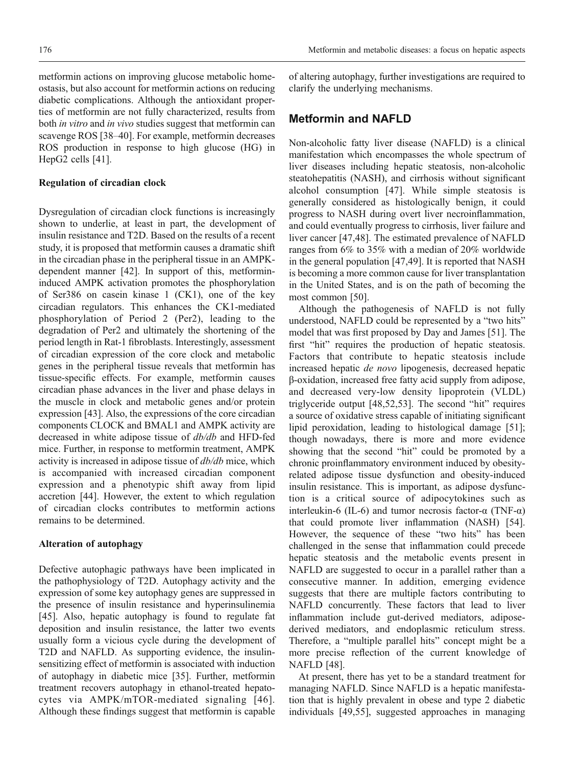metformin actions on improving glucose metabolic homeostasis, but also account for metformin actions on reducing diabetic complications. Although the antioxidant properties of metformin are not fully characterized, results from both *in vitro* and *in vivo* studies suggest that metformin can scavenge ROS [38–40]. For example, metformin decreases ROS production in response to high glucose (HG) in HepG2 cells [41].

### Regulation of circadian clock

Dysregulation of circadian clock functions is increasingly shown to underlie, at least in part, the development of insulin resistance and T2D. Based on the results of a recent study, it is proposed that metformin causes a dramatic shift in the circadian phase in the peripheral tissue in an AMPK-dependent manner [42]. In support of this, metformin-induced AMPK activation promotes the phosphorylation of Ser386 on casein kinase 1 (CK1), one of the key circadian regulators. This enhances the CK1-mediated phosphorylation of Period 2 (Per2), leading to the degradation of Per2 and ultimately the shortening of the period length in Rat-1 fibroblasts. Interestingly, assessment of circadian expression of the core clock and metabolic genes in the peripheral tissue reveals that metformin has tissue-specific effects. For example, metformin causes circadian phase advances in the liver and phase delays in the muscle in clock and metabolic genes and/or protein expression [43]. Also, the expressions of the core circadian components CLOCK and BMAL1 and AMPK activity are decreased in white adipose tissue of *db/db* and HFD-fed mice. Further, in response to metformin treatment, AMPK activity is increased in adipose tissue of *db/db* mice, which is accompanied with increased circadian component expression and a phenotypic shift away from lipid accretion [44]. However, the extent to which regulation of circadian clocks contributes to metformin actions remains to be determined.

### Alteration of autophagy

Defective autophagic pathways have been implicated in the pathophysiology of T2D. Autophagy activity and the expression of some key autophagy genes are suppressed in the presence of insulin resistance and hyperinsulinemia [45]. Also, hepatic autophagy is found to regulate fat deposition and insulin resistance, the latter two events usually form a vicious cycle during the development of T2D and NAFLD. As supporting evidence, the insulin-sensitizing effect of metformin is associated with induction of autophagy in diabetic mice [35]. Further, metformin treatment recovers autophagy in ethanol-treated hepatocytes via AMPK/mTOR-mediated signaling [46]. Although these findings suggest that metformin is capable of altering autophagy, further investigations are required to clarify the underlying mechanisms.

## Metformin and NAFLD

Non-alcoholic fatty liver disease (NAFLD) is a clinical manifestation which encompasses the whole spectrum of liver diseases including hepatic steatosis, non-alcoholic steatohepatitis (NASH), and cirrhosis without significant alcohol consumption [47]. While simple steatosis is generally considered as histologically benign, it could progress to NASH during overt liver necroinflammation, and could eventually progress to cirrhosis, liver failure and liver cancer [47,48]. The estimated prevalence of NAFLD ranges from 6% to 35% with a median of 20% worldwide in the general population [47,49]. It is reported that NASH is becoming a more common cause for liver transplantation in the United States, and is on the path of becoming the most common [50].

Although the pathogenesis of NAFLD is not fully understood, NAFLD could be represented by a "two hits" model that was first proposed by Day and James [51]. The first "hit" requires the production of hepatic steatosis. Factors that contribute to hepatic steatosis include increased hepatic *de novo* lipogenesis, decreased hepatic β-oxidation, increased free fatty acid supply from adipose, and decreased very-low density lipoprotein (VLDL) triglyceride output [48,52,53]. The second "hit" requires a source of oxidative stress capable of initiating significant lipid peroxidation, leading to histological damage [51]; though nowadays, there is more and more evidence showing that the second "hit" could be promoted by a chronic proinflammatory environment induced by obesity-related adipose tissue dysfunction and obesity-induced insulin resistance. This is important, as adipose dysfunction is a critical source of adipocytokines such as interleukin-6 (IL-6) and tumor necrosis factor-α (TNF-α) that could promote liver inflammation (NASH) [54]. However, the sequence of these "two hits" has been challenged in the sense that inflammation could precede hepatic steatosis and the metabolic events present in NAFLD are suggested to occur in a parallel rather than a consecutive manner. In addition, emerging evidence suggests that there are multiple factors contributing to NAFLD concurrently. These factors that lead to liver inflammation include gut-derived mediators, adipose-derived mediators, and endoplasmic reticulum stress. Therefore, a "multiple parallel hits" concept might be a more precise reflection of the current knowledge of NAFLD [48].

At present, there has yet to be a standard treatment for managing NAFLD. Since NAFLD is a hepatic manifestation that is highly prevalent in obese and type 2 diabetic individuals [49,55], suggested approaches in managing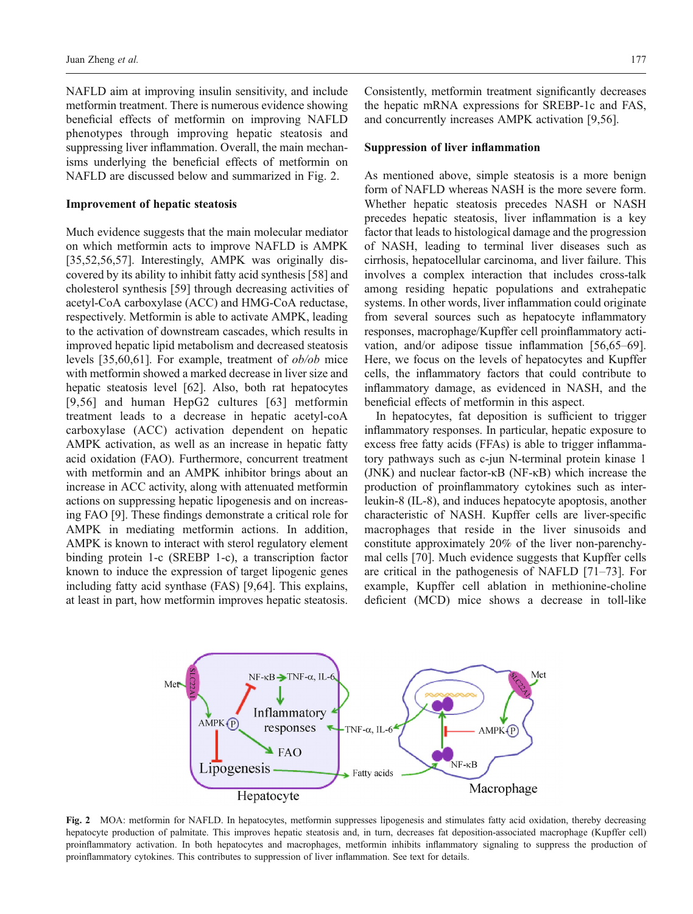NAFLD aim at improving insulin sensitivity, and include metformin treatment. There is numerous evidence showing beneficial effects of metformin on improving NAFLD phenotypes through improving hepatic steatosis and suppressing liver inflammation. Overall, the main mechanisms underlying the beneficial effects of metformin on NAFLD are discussed below and summarized in Fig. 2.

### Improvement of hepatic steatosis

Much evidence suggests that the main molecular mediator on which metformin acts to improve NAFLD is AMPK [35,52,56,57]. Interestingly, AMPK was originally discovered by its ability to inhibit fatty acid synthesis [58] and cholesterol synthesis [59] through decreasing activities of acetyl-CoA carboxylase (ACC) and HMG-CoA reductase, respectively. Metformin is able to activate AMPK, leading to the activation of downstream cascades, which results in improved hepatic lipid metabolism and decreased steatosis levels [35,60,61]. For example, treatment of *ob/ob* mice with metformin showed a marked decrease in liver size and hepatic steatosis level [62]. Also, both rat hepatocytes [9,56] and human HepG2 cultures [63] metformin treatment leads to a decrease in hepatic acetyl-coA carboxylase (ACC) activation dependent on hepatic AMPK activation, as well as an increase in hepatic fatty acid oxidation (FAO). Furthermore, concurrent treatment with metformin and an AMPK inhibitor brings about an increase in ACC activity, along with attenuated metformin actions on suppressing hepatic lipogenesis and on increasing FAO [9]. These findings demonstrate a critical role for AMPK in mediating metformin actions. In addition, AMPK is known to interact with sterol regulatory element binding protein 1-c (SREBP 1-c), a transcription factor known to induce the expression of target lipogenic genes including fatty acid synthase (FAS) [9,64]. This explains, at least in part, how metformin improves hepatic steatosis. Consistently, metformin treatment significantly decreases the hepatic mRNA expressions for SREBP-1c and FAS, and concurrently increases AMPK activation [9,56].

### Suppression of liver inflammation

As mentioned above, simple steatosis is a more benign form of NAFLD whereas NASH is the more severe form. Whether hepatic steatosis precedes NASH or NASH precedes hepatic steatosis, liver inflammation is a key factor that leads to histological damage and the progression of NASH, leading to terminal liver diseases such as cirrhosis, hepatocellular carcinoma, and liver failure. This involves a complex interaction that includes cross-talk among residing hepatic populations and extrahepatic systems. In other words, liver inflammation could originate from several sources such as hepatocyte inflammatory responses, macrophage/Kupffer cell proinflammatory activation, and/or adipose tissue inflammation [56,65–69]. Here, we focus on the levels of hepatocytes and Kupffer cells, the inflammatory factors that could contribute to inflammatory damage, as evidenced in NASH, and the beneficial effects of metformin in this aspect.

In hepatocytes, fat deposition is sufficient to trigger inflammatory responses. In particular, hepatic exposure to excess free fatty acids (FFAs) is able to trigger inflammatory pathways such as c-jun N-terminal protein kinase 1 (JNK) and nuclear factor-κB (NF-κB) which increase the production of proinflammatory cytokines such as interleukin-8 (IL-8), and induces hepatocyte apoptosis, another characteristic of NASH. Kupffer cells are liver-specific macrophages that reside in the liver sinusoids and constitute approximately 20% of the liver non-parenchymal cells [70]. Much evidence suggests that Kupffer cells are critical in the pathogenesis of NAFLD [71–73]. For example, Kupffer cell ablation in methionine-choline deficient (MCD) mice shows a decrease in toll-like

**Fig. 2** MOA: metformin for NAFLD. In hepatocytes, metformin suppresses lipogenesis and stimulates fatty acid oxidation, thereby decreasing hepatocyte production of palmitate. This improves hepatic steatosis and, in turn, decreases fat deposition-associated macrophage (Kupffer cell) proinflammatory activation. In both hepatocytes and macrophages, metformin inhibits inflammatory signaling to suppress the production of proinflammatory cytokines. This contributes to suppression of liver inflammation. See text for details.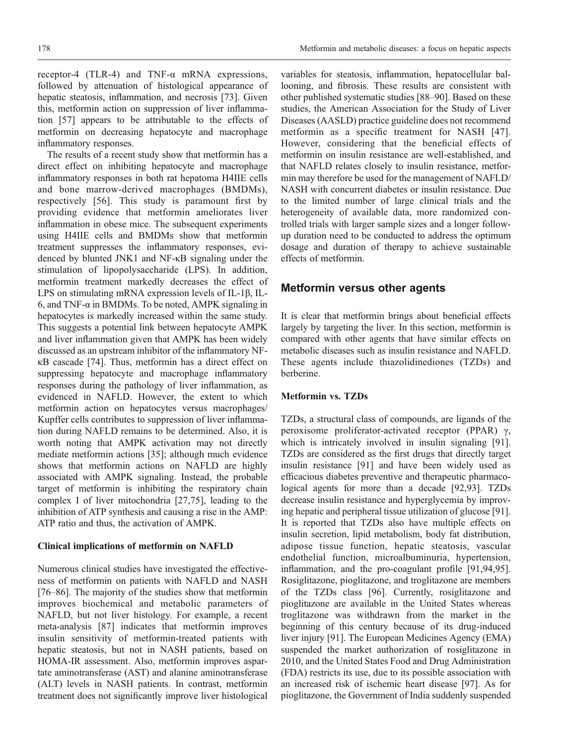receptor-4 (TLR-4) and TNF-α mRNA expressions, followed by attenuation of histological appearance of hepatic steatosis, inflammation, and necrosis [73]. Given this, metformin action on suppression of liver inflammation [57] appears to be attributable to the effects of metformin on decreasing hepatocyte and macrophage inflammatory responses.

The results of a recent study show that metformin has a direct effect on inhibiting hepatocyte and macrophage inflammatory responses in both rat hepatoma H4IIE cells and bone marrow-derived macrophages (BMDMs), respectively [56]. This study is paramount first by providing evidence that metformin ameliorates liver inflammation in obese mice. The subsequent experiments using H4IIE cells and BMDMs show that metformin treatment suppresses the inflammatory responses, evidenced by blunted JNK1 and NF-κB signaling under the stimulation of lipopolysaccharide (LPS). In addition, metformin treatment markedly decreases the effect of LPS on stimulating mRNA expression levels of IL-1β, IL-6, and TNF-α in BMDMs. To be noted, AMPK signaling in hepatocytes is markedly increased within the same study. This suggests a potential link between hepatocyte AMPK and liver inflammation given that AMPK has been widely discussed as an upstream inhibitor of the inflammatory NF-κB cascade [74]. Thus, metformin has a direct effect on suppressing hepatocyte and macrophage inflammatory responses during the pathology of liver inflammation, as evidenced in NAFLD. However, the extent to which metformin action on hepatocytes versus macrophages/Kupffer cells contributes to suppression of liver inflammation during NAFLD remains to be determined. Also, it is worth noting that AMPK activation may not directly mediate metformin actions [35]; although much evidence shows that metformin actions on NAFLD are highly associated with AMPK signaling. Instead, the probable target of metformin is inhibiting the respiratory chain complex I of liver mitochondria [27,75], leading to the inhibition of ATP synthesis and causing a rise in the AMP:ATP ratio and thus, the activation of AMPK.

### Clinical implications of metformin on NAFLD

Numerous clinical studies have investigated the effectiveness of metformin on patients with NAFLD and NASH [76–86]. The majority of the studies show that metformin improves biochemical and metabolic parameters of NAFLD, but not liver histology. For example, a recent meta-analysis [87] indicates that metformin improves insulin sensitivity of metformin-treated patients with hepatic steatosis, but not in NASH patients, based on HOMA-IR assessment. Also, metformin improves aspartate aminotransferase (AST) and alanine aminotransferase (ALT) levels in NASH patients. In contrast, metformin treatment does not significantly improve liver histological variables for steatosis, inflammation, hepatocellular ballooning, and fibrosis. These results are consistent with other published systematic studies [88–90]. Based on these studies, the American Association for the Study of Liver Diseases (AASLD) practice guideline does not recommend metformin as a specific treatment for NASH [47]. However, considering that the beneficial effects of metformin on insulin resistance are well-established, and that NAFLD relates closely to insulin resistance, metformin may therefore be used for the management of NAFLD/NASH with concurrent diabetes or insulin resistance. Due to the limited number of large clinical trials and the heterogeneity of available data, more randomized controlled trials with larger sample sizes and a longer follow-up duration need to be conducted to address the optimum dosage and duration of therapy to achieve sustainable effects of metformin.

## Metformin versus other agents

It is clear that metformin brings about beneficial effects largely by targeting the liver. In this section, metformin is compared with other agents that have similar effects on metabolic diseases such as insulin resistance and NAFLD. These agents include thiazolidinediones (TZDs) and berberine.

### Metformin vs. TZDs

TZDs, a structural class of compounds, are ligands of the peroxisome proliferator-activated receptor (PPAR) γ, which is intricately involved in insulin signaling [91]. TZDs are considered as the first drugs that directly target insulin resistance [91] and have been widely used as efficacious diabetes preventive and therapeutic pharmacological agents for more than a decade [92,93]. TZDs decrease insulin resistance and hyperglycemia by improving hepatic and peripheral tissue utilization of glucose [91]. It is reported that TZDs also have multiple effects on insulin secretion, lipid metabolism, body fat distribution, adipose tissue function, hepatic steatosis, vascular endothelial function, microalbuminuria, hypertension, inflammation, and the pro-coagulant profile [91,94,95]. Rosiglitazone, pioglitazone, and troglitazone are members of the TZDs class [96]. Currently, rosiglitazone and pioglitazone are available in the United States whereas troglitazone was withdrawn from the market in the beginning of this century because of its drug-induced liver injury [91]. The European Medicines Agency (EMA) suspended the market authorization of rosiglitazone in 2010, and the United States Food and Drug Administration (FDA) restricts its use, due to its possible association with an increased risk of ischemic heart disease [97]. As for pioglitazone, the Government of India suddenly suspended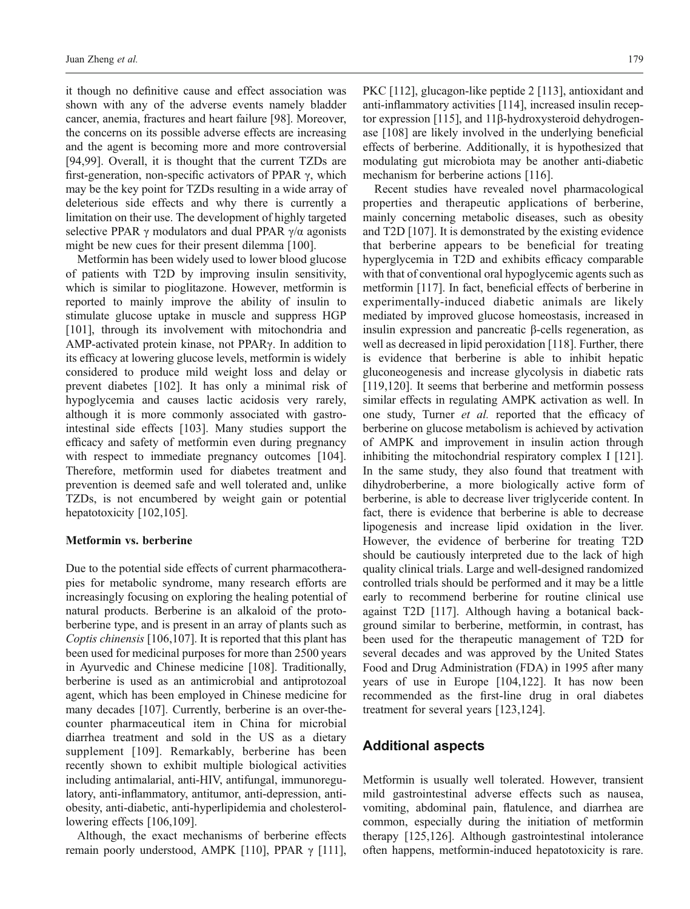it though no definitive cause and effect association was shown with any of the adverse events namely bladder cancer, anemia, fractures and heart failure [98]. Moreover, the concerns on its possible adverse effects are increasing and the agent is becoming more and more controversial [94,99]. Overall, it is thought that the current TZDs are first-generation, non-specific activators of PPAR γ, which may be the key point for TZDs resulting in a wide array of deleterious side effects and why there is currently a limitation on their use. The development of highly targeted selective PPAR γ modulators and dual PPAR γ/α agonists might be new cues for their present dilemma [100].

Metformin has been widely used to lower blood glucose of patients with T2D by improving insulin sensitivity, which is similar to pioglitazone. However, metformin is reported to mainly improve the ability of insulin to stimulate glucose uptake in muscle and suppress HGP [101], through its involvement with mitochondria and AMP-activated protein kinase, not PPARγ. In addition to its efficacy at lowering glucose levels, metformin is widely considered to produce mild weight loss and delay or prevent diabetes [102]. It has only a minimal risk of hypoglycemia and causes lactic acidosis very rarely, although it is more commonly associated with gastrointestinal side effects [103]. Many studies support the efficacy and safety of metformin even during pregnancy with respect to immediate pregnancy outcomes [104]. Therefore, metformin used for diabetes treatment and prevention is deemed safe and well tolerated and, unlike TZDs, is not encumbered by weight gain or potential hepatotoxicity [102,105].

### Metformin vs. berberine

Due to the potential side effects of current pharmacotherapies for metabolic syndrome, many research efforts are increasingly focusing on exploring the healing potential of natural products. Berberine is an alkaloid of the protoberberine type, and is present in an array of plants such as *Coptis chinensis* [106,107]. It is reported that this plant has been used for medicinal purposes for more than 2500 years in Ayurvedic and Chinese medicine [108]. Traditionally, berberine is used as an antimicrobial and antiprotozoal agent, which has been employed in Chinese medicine for many decades [107]. Currently, berberine is an over-the-counter pharmaceutical item in China for microbial diarrhea treatment and sold in the US as a dietary supplement [109]. Remarkably, berberine has been recently shown to exhibit multiple biological activities including antimalarial, anti-HIV, antifungal, immunoregulatory, anti-inflammatory, antitumor, anti-depression, anti-obesity, anti-diabetic, anti-hyperlipidemia and cholesterol-lowering effects [106,109].

Although, the exact mechanisms of berberine effects remain poorly understood, AMPK [110], PPAR γ [111], PKC [112], glucagon-like peptide 2 [113], antioxidant and anti-inflammatory activities [114], increased insulin receptor expression [115], and 11β-hydroxysteroid dehydrogenase [108] are likely involved in the underlying beneficial effects of berberine. Additionally, it is hypothesized that modulating gut microbiota may be another anti-diabetic mechanism for berberine actions [116].

Recent studies have revealed novel pharmacological properties and therapeutic applications of berberine, mainly concerning metabolic diseases, such as obesity and T2D [107]. It is demonstrated by the existing evidence that berberine appears to be beneficial for treating hyperglycemia in T2D and exhibits efficacy comparable with that of conventional oral hypoglycemic agents such as metformin [117]. In fact, beneficial effects of berberine in experimentally-induced diabetic animals are likely mediated by improved glucose homeostasis, increased in insulin expression and pancreatic β-cells regeneration, as well as decreased in lipid peroxidation [118]. Further, there is evidence that berberine is able to inhibit hepatic gluconeogenesis and increase glycolysis in diabetic rats [119,120]. It seems that berberine and metformin possess similar effects in regulating AMPK activation as well. In one study, Turner *et al.* reported that the efficacy of berberine on glucose metabolism is achieved by activation of AMPK and improvement in insulin action through inhibiting the mitochondrial respiratory complex I [121]. In the same study, they also found that treatment with dihydroberberine, a more biologically active form of berberine, is able to decrease liver triglyceride content. In fact, there is evidence that berberine is able to decrease lipogenesis and increase lipid oxidation in the liver. However, the evidence of berberine for treating T2D should be cautiously interpreted due to the lack of high quality clinical trials. Large and well-designed randomized controlled trials should be performed and it may be a little early to recommend berberine for routine clinical use against T2D [117]. Although having a botanical background similar to berberine, metformin, in contrast, has been used for the therapeutic management of T2D for several decades and was approved by the United States Food and Drug Administration (FDA) in 1995 after many years of use in Europe [104,122]. It has now been recommended as the first-line drug in oral diabetes treatment for several years [123,124].

## Additional aspects

Metformin is usually well tolerated. However, transient mild gastrointestinal adverse effects such as nausea, vomiting, abdominal pain, flatulence, and diarrhea are common, especially during the initiation of metformin therapy [125,126]. Although gastrointestinal intolerance often happens, metformin-induced hepatotoxicity is rare.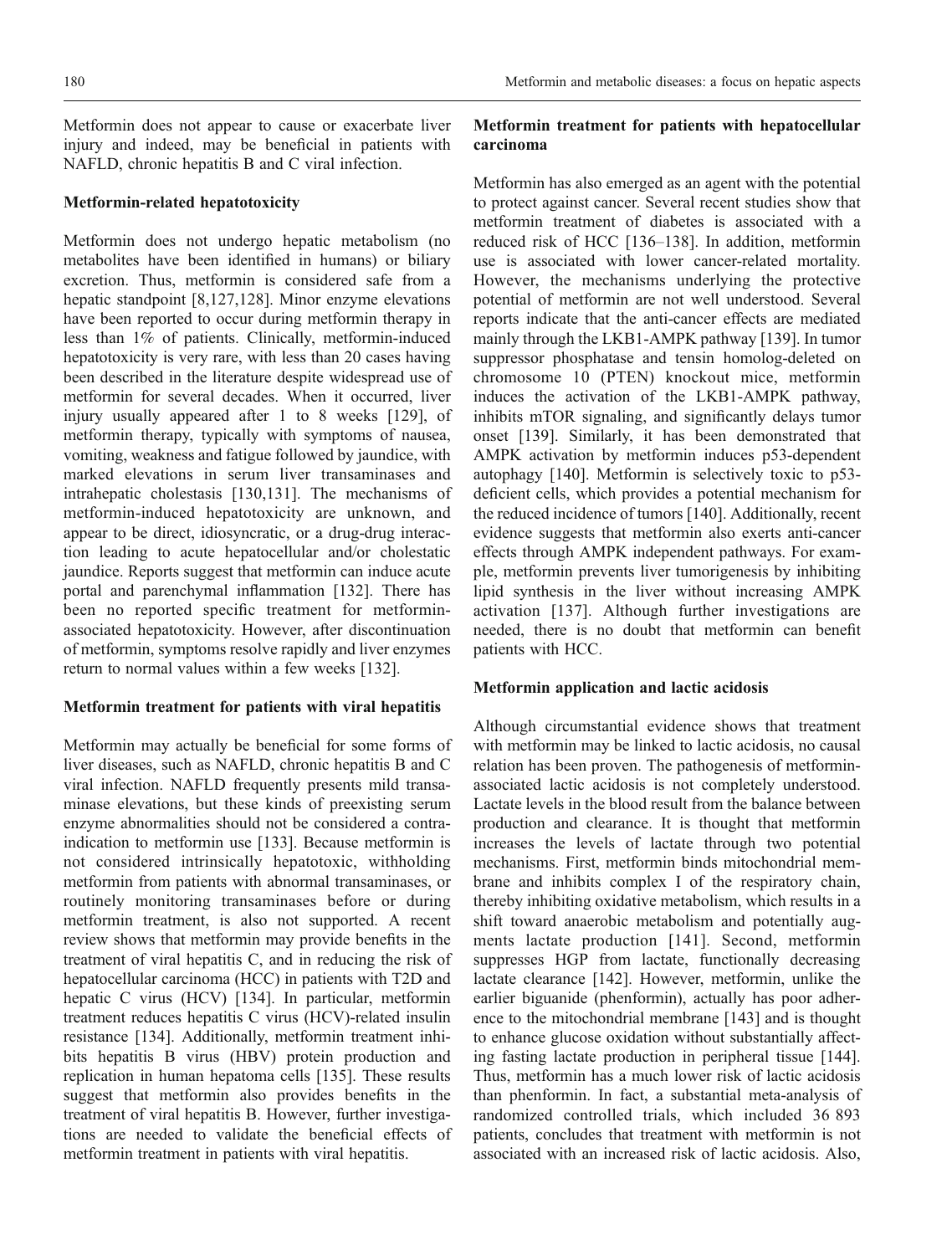Metformin does not appear to cause or exacerbate liver injury and indeed, may be beneficial in patients with NAFLD, chronic hepatitis B and C viral infection.

### Metformin-related hepatotoxicity

Metformin does not undergo hepatic metabolism (no metabolites have been identified in humans) or biliary excretion. Thus, metformin is considered safe from a hepatic standpoint [8,127,128]. Minor enzyme elevations have been reported to occur during metformin therapy in less than 1% of patients. Clinically, metformin-induced hepatotoxicity is very rare, with less than 20 cases having been described in the literature despite widespread use of metformin for several decades. When it occurred, liver injury usually appeared after 1 to 8 weeks [129], of metformin therapy, typically with symptoms of nausea, vomiting, weakness and fatigue followed by jaundice, with marked elevations in serum liver transaminases and intrahepatic cholestasis [130,131]. The mechanisms of metformin-induced hepatotoxicity are unknown, and appear to be direct, idiosyncratic, or a drug-drug interaction leading to acute hepatocellular and/or cholestatic jaundice. Reports suggest that metformin can induce acute portal and parenchymal inflammation [132]. There has been no reported specific treatment for metformin-associated hepatotoxicity. However, after discontinuation of metformin, symptoms resolve rapidly and liver enzymes return to normal values within a few weeks [132].

### Metformin treatment for patients with viral hepatitis

Metformin may actually be beneficial for some forms of liver diseases, such as NAFLD, chronic hepatitis B and C viral infection. NAFLD frequently presents mild transaminase elevations, but these kinds of preexisting serum enzyme abnormalities should not be considered a contraindication to metformin use [133]. Because metformin is not considered intrinsically hepatotoxic, withholding metformin from patients with abnormal transaminases, or routinely monitoring transaminases before or during metformin treatment, is also not supported. A recent review shows that metformin may provide benefits in the treatment of viral hepatitis C, and in reducing the risk of hepatocellular carcinoma (HCC) in patients with T2D and hepatic C virus (HCV) [134]. In particular, metformin treatment reduces hepatitis C virus (HCV)-related insulin resistance [134]. Additionally, metformin treatment inhibits hepatitis B virus (HBV) protein production and replication in human hepatoma cells [135]. These results suggest that metformin also provides benefits in the treatment of viral hepatitis B. However, further investigations are needed to validate the beneficial effects of metformin treatment in patients with viral hepatitis.

### Metformin treatment for patients with hepatocellular carcinoma

Metformin has also emerged as an agent with the potential to protect against cancer. Several recent studies show that metformin treatment of diabetes is associated with a reduced risk of HCC [136–138]. In addition, metformin use is associated with lower cancer-related mortality. However, the mechanisms underlying the protective potential of metformin are not well understood. Several reports indicate that the anti-cancer effects are mediated mainly through the LKB1-AMPK pathway [139]. In tumor suppressor phosphatase and tensin homolog-deleted on chromosome 10 (PTEN) knockout mice, metformin induces the activation of the LKB1-AMPK pathway, inhibits mTOR signaling, and significantly delays tumor onset [139]. Similarly, it has been demonstrated that AMPK activation by metformin induces p53-dependent autophagy [140]. Metformin is selectively toxic to p53-deficient cells, which provides a potential mechanism for the reduced incidence of tumors [140]. Additionally, recent evidence suggests that metformin also exerts anti-cancer effects through AMPK independent pathways. For example, metformin prevents liver tumorigenesis by inhibiting lipid synthesis in the liver without increasing AMPK activation [137]. Although further investigations are needed, there is no doubt that metformin can benefit patients with HCC.

### Metformin application and lactic acidosis

Although circumstantial evidence shows that treatment with metformin may be linked to lactic acidosis, no causal relation has been proven. The pathogenesis of metformin-associated lactic acidosis is not completely understood. Lactate levels in the blood result from the balance between production and clearance. It is thought that metformin increases the levels of lactate through two potential mechanisms. First, metformin binds mitochondrial membrane and inhibits complex I of the respiratory chain, thereby inhibiting oxidative metabolism, which results in a shift toward anaerobic metabolism and potentially augments lactate production [141]. Second, metformin suppresses HGP from lactate, functionally decreasing lactate clearance [142]. However, metformin, unlike the earlier biguanide (phenformin), actually has poor adherence to the mitochondrial membrane [143] and is thought to enhance glucose oxidation without substantially affecting fasting lactate production in peripheral tissue [144]. Thus, metformin has a much lower risk of lactic acidosis than phenformin. In fact, a substantial meta-analysis of randomized controlled trials, which included 36 893 patients, concludes that treatment with metformin is not associated with an increased risk of lactic acidosis. Also,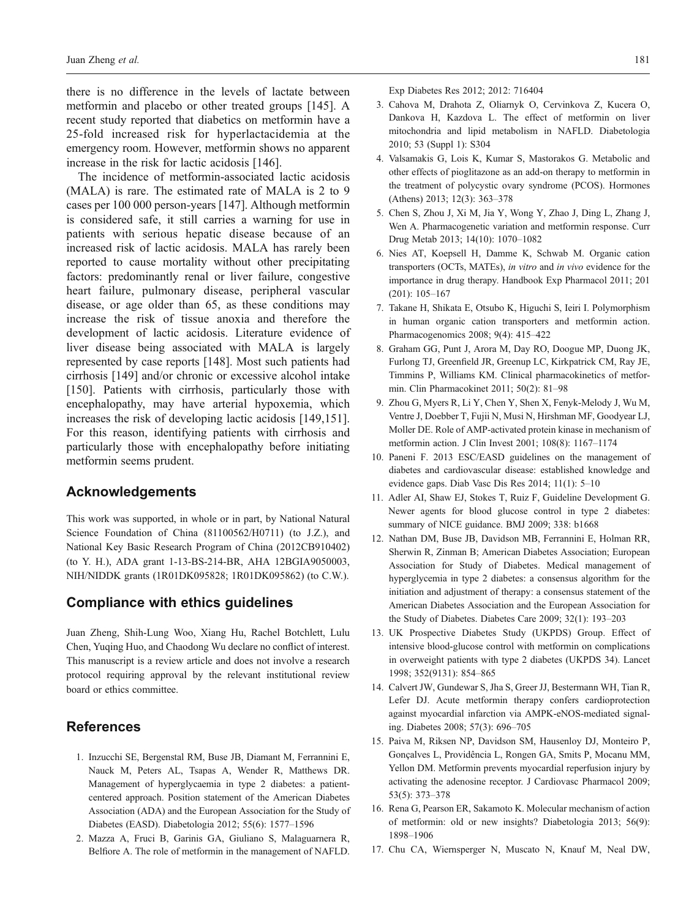there is no difference in the levels of lactate between metformin and placebo or other treated groups [145]. A recent study reported that diabetics on metformin have a 25-fold increased risk for hyperlactacidemia at the emergency room. However, metformin shows no apparent increase in the risk for lactic acidosis [146].

The incidence of metformin-associated lactic acidosis (MALA) is rare. The estimated rate of MALA is 2 to 9 cases per 100 000 person-years [147]. Although metformin is considered safe, it still carries a warning for use in patients with serious hepatic disease because of an increased risk of lactic acidosis. MALA has rarely been reported to cause mortality without other precipitating factors: predominantly renal or liver failure, congestive heart failure, pulmonary disease, peripheral vascular disease, or age older than 65, as these conditions may increase the risk of tissue anoxia and therefore the development of lactic acidosis. Literature evidence of liver disease being associated with MALA is largely represented by case reports [148]. Most such patients had cirrhosis [149] and/or chronic or excessive alcohol intake [150]. Patients with cirrhosis, particularly those with encephalopathy, may have arterial hypoxemia, which increases the risk of developing lactic acidosis [149,151]. For this reason, identifying patients with cirrhosis and particularly those with encephalopathy before initiating metformin seems prudent.

## Acknowledgements

This work was supported, in whole or in part, by National Natural Science Foundation of China (81100562/H0711) (to J.Z.), and National Key Basic Research Program of China (2012CB910402) (to Y. H.), ADA grant 1-13-BS-214-BR, AHA 12BGIA9050003, NIH/NIDDK grants (1R01DK095828; 1R01DK095862) (to C.W.).

## Compliance with ethics guidelines

Juan Zheng, Shih-Lung Woo, Xiang Hu, Rachel Botchlett, Lulu Chen, Yuqing Huo, and Chaodong Wu declare no conflict of interest. This manuscript is a review article and does not involve a research protocol requiring approval by the relevant institutional review board or ethics committee.

## References

1. Inzucchi SE, Bergenstal RM, Buse JB, Diamant M, Ferrannini E, Nauck M, Peters AL, Tsapas A, Wender R, Matthews DR. Management of hyperglycaemia in type 2 diabetes: a patient-centered approach. Position statement of the American Diabetes Association (ADA) and the European Association for the Study of Diabetes (EASD). Diabetologia 2012; 55(6): 1577–1596
2. Mazza A, Fruci B, Garinis GA, Giuliano S, Malaguarnera R, Belfiore A. The role of metformin in the management of NAFLD. Exp Diabetes Res 2012; 2012: 716404
3. Cahova M, Drahota Z, Oliarnyk O, Cervinkova Z, Kucera O, Dankova H, Kazdova L. The effect of metformin on liver mitochondria and lipid metabolism in NAFLD. Diabetologia 2010; 53 (Suppl 1): S304
4. Valsamakis G, Lois K, Kumar S, Mastorakos G. Metabolic and other effects of pioglitazone as an add-on therapy to metformin in the treatment of polycystic ovary syndrome (PCOS). Hormones (Athens) 2013; 12(3): 363–378
5. Chen S, Zhou J, Xi M, Jia Y, Wong Y, Zhao J, Ding L, Zhang J, Wen A. Pharmacogenetic variation and metformin response. Curr Drug Metab 2013; 14(10): 1070–1082
6. Nies AT, Koepsell H, Damme K, Schwab M. Organic cation transporters (OCTs, MATEs), *in vitro* and *in vivo* evidence for the importance in drug therapy. Handbook Exp Pharmacol 2011; 201 (201): 105–167
7. Takane H, Shikata E, Otsubo K, Higuchi S, Ieiri I. Polymorphism in human organic cation transporters and metformin action. Pharmacogenomics 2008; 9(4): 415–422
8. Graham GG, Punt J, Arora M, Day RO, Doogue MP, Duong JK, Furlong TJ, Greenfield JR, Greenup LC, Kirkpatrick CM, Ray JE, Timmins P, Williams KM. Clinical pharmacokinetics of metformin. Clin Pharmacokinet 2011; 50(2): 81–98
9. Zhou G, Myers R, Li Y, Chen Y, Shen X, Fenyk-Melody J, Wu M, Ventre J, Doebber T, Fujii N, Musi N, Hirshman MF, Goodyear LJ, Moller DE. Role of AMP-activated protein kinase in mechanism of metformin action. J Clin Invest 2001; 108(8): 1167–1174
10. Paneni F. 2013 ESC/EASD guidelines on the management of diabetes and cardiovascular disease: established knowledge and evidence gaps. Diab Vasc Dis Res 2014; 11(1): 5–10
11. Adler AI, Shaw EJ, Stokes T, Ruiz F, Guideline Development G. Newer agents for blood glucose control in type 2 diabetes: summary of NICE guidance. BMJ 2009; 338: b1668
12. Nathan DM, Buse JB, Davidson MB, Ferrannini E, Holman RR, Sherwin R, Zinman B; American Diabetes Association; European Association for Study of Diabetes. Medical management of hyperglycemia in type 2 diabetes: a consensus algorithm for the initiation and adjustment of therapy: a consensus statement of the American Diabetes Association and the European Association for the Study of Diabetes. Diabetes Care 2009; 32(1): 193–203
13. UK Prospective Diabetes Study (UKPDS) Group. Effect of intensive blood-glucose control with metformin on complications in overweight patients with type 2 diabetes (UKPDS 34). Lancet 1998; 352(9131): 854–865
14. Calvert JW, Gundewar S, Jha S, Greer JJ, Bestermann WH, Tian R, Lefer DJ. Acute metformin therapy confers cardioprotection against myocardial infarction via AMPK-eNOS-mediated signaling. Diabetes 2008; 57(3): 696–705
15. Paiva M, Riksen NP, Davidson SM, Hausenloy DJ, Monteiro P, Gonçalves L, Providência L, Rongen GA, Smits P, Mocanu MM, Yellon DM. Metformin prevents myocardial reperfusion injury by activating the adenosine receptor. J Cardiovasc Pharmacol 2009; 53(5): 373–378
16. Rena G, Pearson ER, Sakamoto K. Molecular mechanism of action of metformin: old or new insights? Diabetologia 2013; 56(9): 1898–1906
17. Chu CA, Wiernsperger N, Muscato N, Knauf M, Neal DW,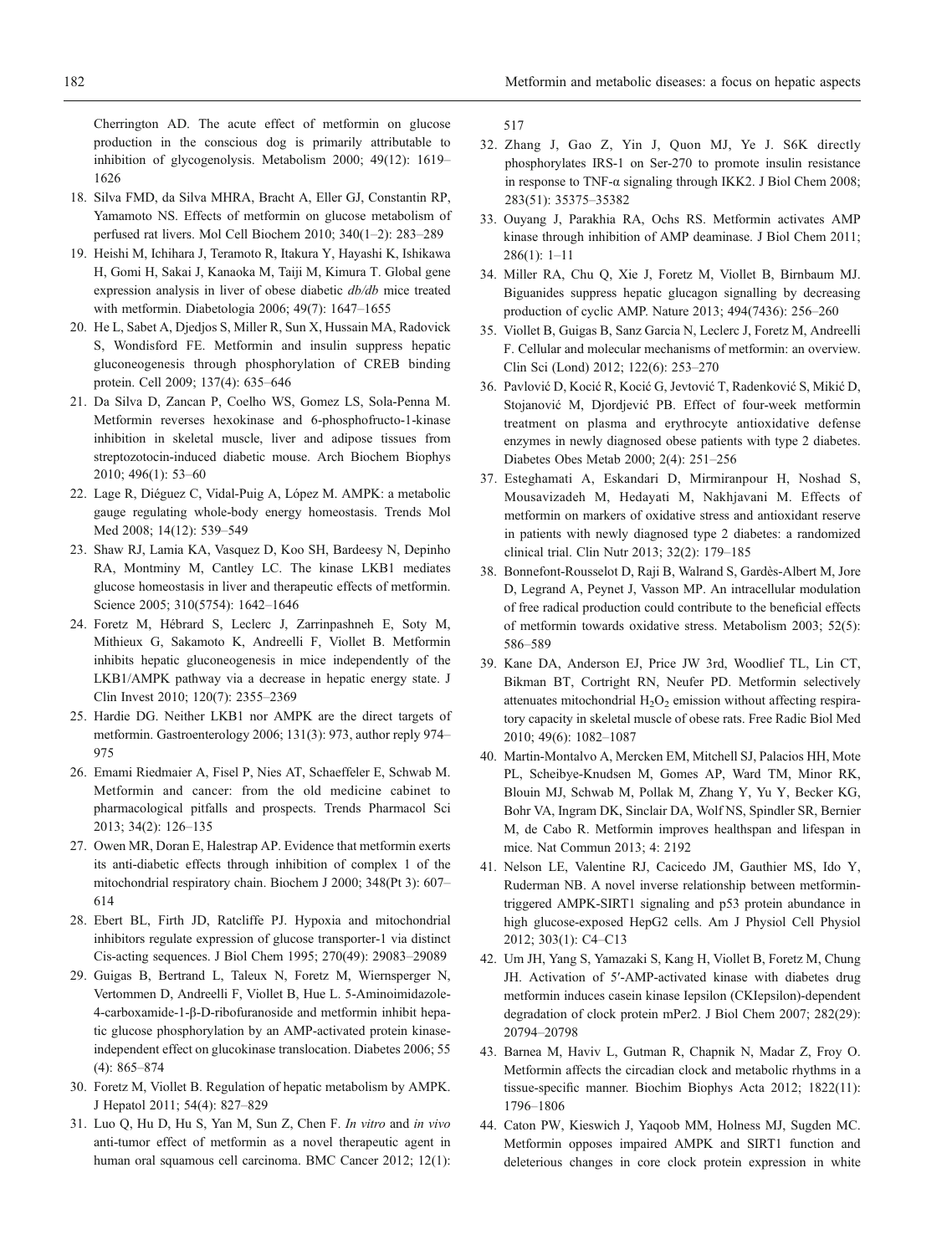Cherrington AD. The acute effect of metformin on glucose production in the conscious dog is primarily attributable to inhibition of glycogenolysis. Metabolism 2000; 49(12): 1619–1626

18. Silva FMD, da Silva MHRA, Bracht A, Eller GJ, Constantin RP, Yamamoto NS. Effects of metformin on glucose metabolism of perfused rat livers. Mol Cell Biochem 2010; 340(1–2): 283–289
19. Heishi M, Ichihara J, Teramoto R, Itakura Y, Hayashi K, Ishikawa H, Gomi H, Sakai J, Kanaoka M, Taiji M, Kimura T. Global gene expression analysis in liver of obese diabetic *db/db* mice treated with metformin. Diabetologia 2006; 49(7): 1647–1655
20. He L, Sabet A, Djedjos S, Miller R, Sun X, Hussain MA, Radovick S, Wondisford FE. Metformin and insulin suppress hepatic gluconeogenesis through phosphorylation of CREB binding protein. Cell 2009; 137(4): 635–646
21. Da Silva D, Zancan P, Coelho WS, Gomez LS, Sola-Penna M. Metformin reverses hexokinase and 6-phosphofructo-1-kinase inhibition in skeletal muscle, liver and adipose tissues from streptozotocin-induced diabetic mouse. Arch Biochem Biophys 2010; 496(1): 53–60
22. Lage R, Diéguez C, Vidal-Puig A, López M. AMPK: a metabolic gauge regulating whole-body energy homeostasis. Trends Mol Med 2008; 14(12): 539–549
23. Shaw RJ, Lamia KA, Vasquez D, Koo SH, Bardeesy N, Depinho RA, Montminy M, Cantley LC. The kinase LKB1 mediates glucose homeostasis in liver and therapeutic effects of metformin. Science 2005; 310(5754): 1642–1646
24. Foretz M, Hébrard S, Leclerc J, Zarrinpashneh E, Soty M, Mithieux G, Sakamoto K, Andreelli F, Viollet B. Metformin inhibits hepatic gluconeogenesis in mice independently of the LKB1/AMPK pathway via a decrease in hepatic energy state. J Clin Invest 2010; 120(7): 2355–2369
25. Hardie DG. Neither LKB1 nor AMPK are the direct targets of metformin. Gastroenterology 2006; 131(3): 973, author reply 974–975
26. Emami Riedmaier A, Fisel P, Nies AT, Schaeffeler E, Schwab M. Metformin and cancer: from the old medicine cabinet to pharmacological pitfalls and prospects. Trends Pharmacol Sci 2013; 34(2): 126–135
27. Owen MR, Doran E, Halestrap AP. Evidence that metformin exerts its anti-diabetic effects through inhibition of complex 1 of the mitochondrial respiratory chain. Biochem J 2000; 348(Pt 3): 607–614
28. Ebert BL, Firth JD, Ratcliffe PJ. Hypoxia and mitochondrial inhibitors regulate expression of glucose transporter-1 via distinct Cis-acting sequences. J Biol Chem 1995; 270(49): 29083–29089
29. Guigas B, Bertrand L, Taleux N, Foretz M, Wiernsperger N, Vertommen D, Andreelli F, Viollet B, Hue L. 5-Aminoimidazole-4-carboxamide-1-β-D-ribofuranoside and metformin inhibit hepatic glucose phosphorylation by an AMP-activated protein kinase-independent effect on glucokinase translocation. Diabetes 2006; 55 (4): 865–874
30. Foretz M, Viollet B. Regulation of hepatic metabolism by AMPK. J Hepatol 2011; 54(4): 827–829
31. Luo Q, Hu D, Hu S, Yan M, Sun Z, Chen F. *In vitro* and *in vivo* anti-tumor effect of metformin as a novel therapeutic agent in human oral squamous cell carcinoma. BMC Cancer 2012; 12(1): 517
32. Zhang J, Gao Z, Yin J, Quon MJ, Ye J. S6K directly phosphorylates IRS-1 on Ser-270 to promote insulin resistance in response to TNF-α signaling through IKK2. J Biol Chem 2008; 283(51): 35375–35382
33. Ouyang J, Parakhia RA, Ochs RS. Metformin activates AMP kinase through inhibition of AMP deaminase. J Biol Chem 2011; 286(1): 1–11
34. Miller RA, Chu Q, Xie J, Foretz M, Viollet B, Birnbaum MJ. Biguanides suppress hepatic glucagon signalling by decreasing production of cyclic AMP. Nature 2013; 494(7436): 256–260
35. Viollet B, Guigas B, Sanz Garcia N, Leclerc J, Foretz M, Andreelli F. Cellular and molecular mechanisms of metformin: an overview. Clin Sci (Lond) 2012; 122(6): 253–270
36. Pavlović D, Kocić R, Kocić G, Jevtović T, Radenković S, Mikić D, Stojanović M, Djordjević PB. Effect of four-week metformin treatment on plasma and erythrocyte antioxidative defense enzymes in newly diagnosed obese patients with type 2 diabetes. Diabetes Obes Metab 2000; 2(4): 251–256
37. Esteghamati A, Eskandari D, Mirmiranpour H, Noshad S, Mousavizadeh M, Hedayati M, Nakhjavani M. Effects of metformin on markers of oxidative stress and antioxidant reserve in patients with newly diagnosed type 2 diabetes: a randomized clinical trial. Clin Nutr 2013; 32(2): 179–185
38. Bonnefont-Rousselot D, Raji B, Walrand S, Gardès-Albert M, Jore D, Legrand A, Peynet J, Vasson MP. An intracellular modulation of free radical production could contribute to the beneficial effects of metformin towards oxidative stress. Metabolism 2003; 52(5): 586–589
39. Kane DA, Anderson EJ, Price JW 3rd, Woodlief TL, Lin CT, Bikman BT, Cortright RN, Neufer PD. Metformin selectively attenuates mitochondrial $H_2O_2$ emission without affecting respiratory capacity in skeletal muscle of obese rats. Free Radic Biol Med 2010; 49(6): 1082–1087
40. Martin-Montalvo A, Mercken EM, Mitchell SJ, Palacios HH, Mote PL, Scheibye-Knudsen M, Gomes AP, Ward TM, Minor RK, Blouin MJ, Schwab M, Pollak M, Zhang Y, Yu Y, Becker KG, Bohr VA, Ingram DK, Sinclair DA, Wolf NS, Spindler SR, Bernier M, de Cabo R. Metformin improves healthspan and lifespan in mice. Nat Commun 2013; 4: 2192
41. Nelson LE, Valentine RJ, Cacicedo JM, Gauthier MS, Ido Y, Ruderman NB. A novel inverse relationship between metformin-triggered AMPK-SIRT1 signaling and p53 protein abundance in high glucose-exposed HepG2 cells. Am J Physiol Cell Physiol 2012; 303(1): C4–C13
42. Um JH, Yang S, Yamazaki S, Kang H, Viollet B, Foretz M, Chung JH. Activation of 5′-AMP-activated kinase with diabetes drug metformin induces casein kinase Iepsilon (CKIepsilon)-dependent degradation of clock protein mPer2. J Biol Chem 2007; 282(29): 20794–20798
43. Barnea M, Haviv L, Gutman R, Chapnik N, Madar Z, Froy O. Metformin affects the circadian clock and metabolic rhythms in a tissue-specific manner. Biochim Biophys Acta 2012; 1822(11): 1796–1806
44. Caton PW, Kieswich J, Yaqoob MM, Holness MJ, Sugden MC. Metformin opposes impaired AMPK and SIRT1 function and deleterious changes in core clock protein expression in white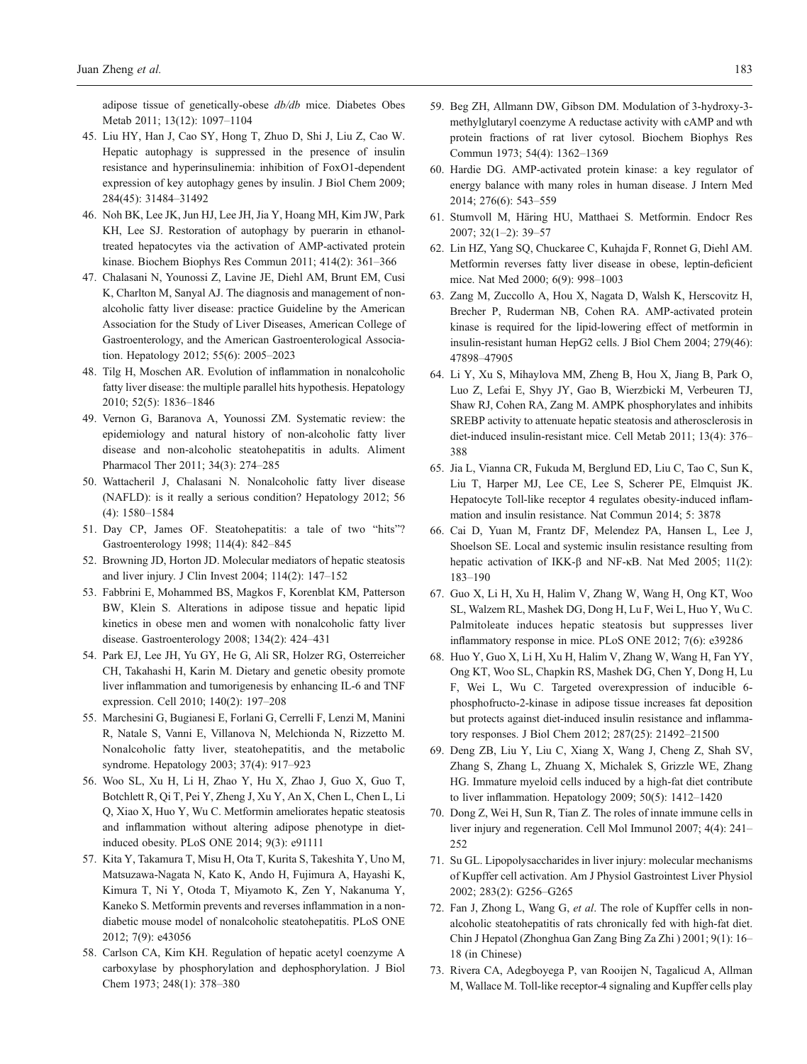adipose tissue of genetically-obese *db/db* mice. Diabetes Obes Metab 2011; 13(12): 1097–1104

45. Liu HY, Han J, Cao SY, Hong T, Zhuo D, Shi J, Liu Z, Cao W. Hepatic autophagy is suppressed in the presence of insulin resistance and hyperinsulinemia: inhibition of FoxO1-dependent expression of key autophagy genes by insulin. J Biol Chem 2009; 284(45): 31484–31492
46. Noh BK, Lee JK, Jun HJ, Lee JH, Jia Y, Hoang MH, Kim JW, Park KH, Lee SJ. Restoration of autophagy by puerarin in ethanol-treated hepatocytes via the activation of AMP-activated protein kinase. Biochem Biophys Res Commun 2011; 414(2): 361–366
47. Chalasani N, Younossi Z, Lavine JE, Diehl AM, Brunt EM, Cusi K, Charlton M, Sanyal AJ. The diagnosis and management of non-alcoholic fatty liver disease: practice Guideline by the American Association for the Study of Liver Diseases, American College of Gastroenterology, and the American Gastroenterological Association. Hepatology 2012; 55(6): 2005–2023
48. Tilg H, Moschen AR. Evolution of inflammation in nonalcoholic fatty liver disease: the multiple parallel hits hypothesis. Hepatology 2010; 52(5): 1836–1846
49. Vernon G, Baranova A, Younossi ZM. Systematic review: the epidemiology and natural history of non-alcoholic fatty liver disease and non-alcoholic steatohepatitis in adults. Aliment Pharmacol Ther 2011; 34(3): 274–285
50. Wattacheril J, Chalasani N. Nonalcoholic fatty liver disease (NAFLD): is it really a serious condition? Hepatology 2012; 56 (4): 1580–1584
51. Day CP, James OF. Steatohepatitis: a tale of two "hits"? Gastroenterology 1998; 114(4): 842–845
52. Browning JD, Horton JD. Molecular mediators of hepatic steatosis and liver injury. J Clin Invest 2004; 114(2): 147–152
53. Fabbrini E, Mohammed BS, Magkos F, Korenblat KM, Patterson BW, Klein S. Alterations in adipose tissue and hepatic lipid kinetics in obese men and women with nonalcoholic fatty liver disease. Gastroenterology 2008; 134(2): 424–431
54. Park EJ, Lee JH, Yu GY, He G, Ali SR, Holzer RG, Osterreicher CH, Takahashi H, Karin M. Dietary and genetic obesity promote liver inflammation and tumorigenesis by enhancing IL-6 and TNF expression. Cell 2010; 140(2): 197–208
55. Marchesini G, Bugianesi E, Forlani G, Cerrelli F, Lenzi M, Manini R, Natale S, Vanni E, Villanova N, Melchionda N, Rizzetto M. Nonalcoholic fatty liver, steatohepatitis, and the metabolic syndrome. Hepatology 2003; 37(4): 917–923
56. Woo SL, Xu H, Li H, Zhao Y, Hu X, Zhao J, Guo X, Guo T, Botchlett R, Qi T, Pei Y, Zheng J, Xu Y, An X, Chen L, Chen L, Li Q, Xiao X, Huo Y, Wu C. Metformin ameliorates hepatic steatosis and inflammation without altering adipose phenotype in diet-induced obesity. PLoS ONE 2014; 9(3): e91111
57. Kita Y, Takamura T, Misu H, Ota T, Kurita S, Takeshita Y, Uno M, Matsuzawa-Nagata N, Kato K, Ando H, Fujimura A, Hayashi K, Kimura T, Ni Y, Otoda T, Miyamoto K, Zen Y, Nakanuma Y, Kaneko S. Metformin prevents and reverses inflammation in a non-diabetic mouse model of nonalcoholic steatohepatitis. PLoS ONE 2012; 7(9): e43056
58. Carlson CA, Kim KH. Regulation of hepatic acetyl coenzyme A carboxylase by phosphorylation and dephosphorylation. J Biol Chem 1973; 248(1): 378–380
59. Beg ZH, Allmann DW, Gibson DM. Modulation of 3-hydroxy-3-methylglutaryl coenzyme A reductase activity with cAMP and wth protein fractions of rat liver cytosol. Biochem Biophys Res Commun 1973; 54(4): 1362–1369
60. Hardie DG. AMP-activated protein kinase: a key regulator of energy balance with many roles in human disease. J Intern Med 2014; 276(6): 543–559
61. Stumvoll M, Häring HU, Matthaei S. Metformin. Endocr Res 2007; 32(1–2): 39–57
62. Lin HZ, Yang SQ, Chuckaree C, Kuhajda F, Ronnet G, Diehl AM. Metformin reverses fatty liver disease in obese, leptin-deficient mice. Nat Med 2000; 6(9): 998–1003
63. Zang M, Zuccollo A, Hou X, Nagata D, Walsh K, Herscovitz H, Brecher P, Ruderman NB, Cohen RA. AMP-activated protein kinase is required for the lipid-lowering effect of metformin in insulin-resistant human HepG2 cells. J Biol Chem 2004; 279(46): 47898–47905
64. Li Y, Xu S, Mihaylova MM, Zheng B, Hou X, Jiang B, Park O, Luo Z, Lefai E, Shyy JY, Gao B, Wierzbicki M, Verbeuren TJ, Shaw RJ, Cohen RA, Zang M. AMPK phosphorylates and inhibits SREBP activity to attenuate hepatic steatosis and atherosclerosis in diet-induced insulin-resistant mice. Cell Metab 2011; 13(4): 376–388
65. Jia L, Vianna CR, Fukuda M, Berglund ED, Liu C, Tao C, Sun K, Liu T, Harper MJ, Lee CE, Lee S, Scherer PE, Elmquist JK. Hepatocyte Toll-like receptor 4 regulates obesity-induced inflammation and insulin resistance. Nat Commun 2014; 5: 3878
66. Cai D, Yuan M, Frantz DF, Melendez PA, Hansen L, Lee J, Shoelson SE. Local and systemic insulin resistance resulting from hepatic activation of IKK-β and NF-κB. Nat Med 2005; 11(2): 183–190
67. Guo X, Li H, Xu H, Halim V, Zhang W, Wang H, Ong KT, Woo SL, Walzem RL, Mashek DG, Dong H, Lu F, Wei L, Huo Y, Wu C. Palmitoleate induces hepatic steatosis but suppresses liver inflammatory response in mice. PLoS ONE 2012; 7(6): e39286
68. Huo Y, Guo X, Li H, Xu H, Halim V, Zhang W, Wang H, Fan YY, Ong KT, Woo SL, Chapkin RS, Mashek DG, Chen Y, Dong H, Lu F, Wei L, Wu C. Targeted overexpression of inducible 6-phosphofructo-2-kinase in adipose tissue increases fat deposition but protects against diet-induced insulin resistance and inflammatory responses. J Biol Chem 2012; 287(25): 21492–21500
69. Deng ZB, Liu Y, Liu C, Xiang X, Wang J, Cheng Z, Shah SV, Zhang S, Zhang L, Zhuang X, Michalek S, Grizzle WE, Zhang HG. Immature myeloid cells induced by a high-fat diet contribute to liver inflammation. Hepatology 2009; 50(5): 1412–1420
70. Dong Z, Wei H, Sun R, Tian Z. The roles of innate immune cells in liver injury and regeneration. Cell Mol Immunol 2007; 4(4): 241–252
71. Su GL. Lipopolysaccharides in liver injury: molecular mechanisms of Kupffer cell activation. Am J Physiol Gastrointest Liver Physiol 2002; 283(2): G256–G265
72. Fan J, Zhong L, Wang G, *et al*. The role of Kupffer cells in non-alcoholic steatohepatitis of rats chronically fed with high-fat diet. Chin J Hepatol (Zhonghua Gan Zang Bing Za Zhi ) 2001; 9(1): 16–18 (in Chinese)
73. Rivera CA, Adegboyega P, van Rooijen N, Tagalicud A, Allman M, Wallace M. Toll-like receptor-4 signaling and Kupffer cells play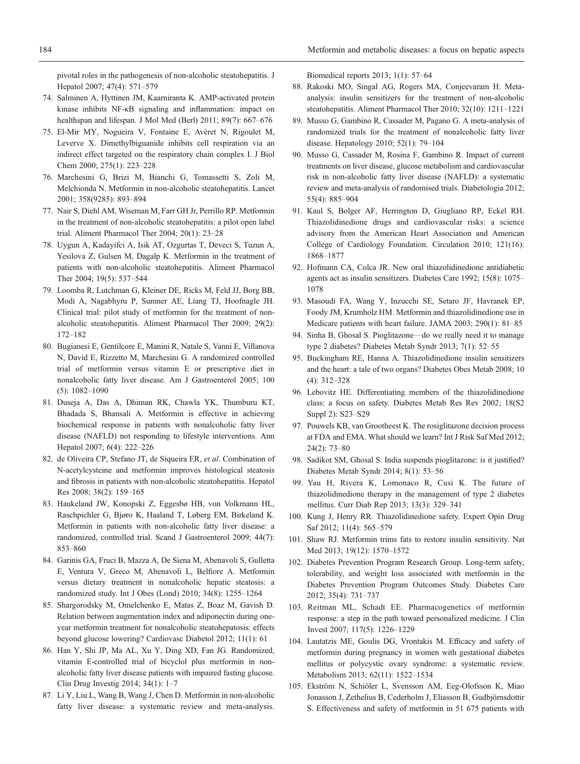pivotal roles in the pathogenesis of non-alcoholic steatohepatitis. J Hepatol 2007; 47(4): 571–579

74. Salminen A, Hyttinen JM, Kaarniranta K. AMP-activated protein kinase inhibits NF-κB signaling and inflammation: impact on healthspan and lifespan. J Mol Med (Berl) 2011; 89(7): 667–676
75. El-Mir MY, Nogueira V, Fontaine E, Avéret N, Rigoulet M, Leverve X. Dimethylbiguanide inhibits cell respiration via an indirect effect targeted on the respiratory chain complex I. J Biol Chem 2000; 275(1): 223–228
76. Marchesini G, Brizi M, Bianchi G, Tomassetti S, Zoli M, Melchionda N. Metformin in non-alcoholic steatohepatitis. Lancet 2001; 358(9285): 893–894
77. Nair S, Diehl AM, Wiseman M, Farr GH Jr, Perrillo RP. Metformin in the treatment of non-alcoholic steatohepatitis: a pilot open label trial. Aliment Pharmacol Ther 2004; 20(1): 23–28
78. Uygun A, Kadayifci A, Isik AT, Ozgurtas T, Deveci S, Tuzun A, Yesilova Z, Gulsen M, Dagalp K. Metformin in the treatment of patients with non-alcoholic steatohepatitis. Aliment Pharmacol Ther 2004; 19(5): 537–544
79. Loomba R, Lutchman G, Kleiner DE, Ricks M, Feld JJ, Borg BB, Modi A, Nagabhyru P, Sumner AE, Liang TJ, Hoofnagle JH. Clinical trial: pilot study of metformin for the treatment of non-alcoholic steatohepatitis. Aliment Pharmacol Ther 2009; 29(2): 172–182
80. Bugianesi E, Gentilcore E, Manini R, Natale S, Vanni E, Villanova N, David E, Rizzetto M, Marchesini G. A randomized controlled trial of metformin versus vitamin E or prescriptive diet in nonalcoholic fatty liver disease. Am J Gastroenterol 2005; 100 (5): 1082–1090
81. Duseja A, Das A, Dhiman RK, Chawla YK, Thumburu KT, Bhadada S, Bhansali A. Metformin is effective in achieving biochemical response in patients with nonalcoholic fatty liver disease (NAFLD) not responding to lifestyle interventions. Ann Hepatol 2007; 6(4): 222–226
82. de Oliveira CP, Stefano JT, de Siqueira ER, *et al*. Combination of N-acetylcysteine and metformin improves histological steatosis and fibrosis in patients with non-alcoholic steatohepatitis. Hepatol Res 2008; 38(2): 159–165
83. Haukeland JW, Konopski Z, Eggesbø HB, von Volkmann HL, Raschpichler G, Bjøro K, Haaland T, Løberg EM, Birkeland K. Metformin in patients with non-alcoholic fatty liver disease: a randomized, controlled trial. Scand J Gastroenterol 2009; 44(7): 853–860
84. Garinis GA, Fruci B, Mazza A, De Siena M, Abenavoli S, Gulletta E, Ventura V, Greco M, Abenavoli L, Belfiore A. Metformin versus dietary treatment in nonalcoholic hepatic steatosis: a randomized study. Int J Obes (Lond) 2010; 34(8): 1255–1264
85. Shargorodsky M, Omelchenko E, Matas Z, Boaz M, Gavish D. Relation between augmentation index and adiponectin during one-year metformin treatment for nonalcoholic steatohepatosis: effects beyond glucose lowering? Cardiovasc Diabetol 2012; 11(1): 61
86. Han Y, Shi JP, Ma AL, Xu Y, Ding XD, Fan JG. Randomized, vitamin E-controlled trial of bicyclol plus metformin in non-alcoholic fatty liver disease patients with impaired fasting glucose. Clin Drug Investig 2014; 34(1): 1–7
87. Li Y, Liu L, Wang B, Wang J, Chen D. Metformin in non-alcoholic fatty liver disease: a systematic review and meta-analysis. Biomedical reports 2013; 1(1): 57–64
88. Rakoski MO, Singal AG, Rogers MA, Conjeevaram H. Meta-analysis: insulin sensitizers for the treatment of non-alcoholic steatohepatitis. Aliment Pharmacol Ther 2010; 32(10): 1211–1221
89. Musso G, Gambino R, Cassader M, Pagano G. A meta-analysis of randomized trials for the treatment of nonalcoholic fatty liver disease. Hepatology 2010; 52(1): 79–104
90. Musso G, Cassader M, Rosina F, Gambino R. Impact of current treatments on liver disease, glucose metabolism and cardiovascular risk in non-alcoholic fatty liver disease (NAFLD): a systematic review and meta-analysis of randomised trials. Diabetologia 2012; 55(4): 885–904
91. Kaul S, Bolger AF, Herrington D, Giugliano RP, Eckel RH. Thiazolidinedione drugs and cardiovascular risks: a science advisory from the American Heart Association and American College of Cardiology Foundation. Circulation 2010; 121(16): 1868–1877
92. Hofmann CA, Colca JR. New oral thiazolidinedione antidiabetic agents act as insulin sensitizers. Diabetes Care 1992; 15(8): 1075–1078
93. Masoudi FA, Wang Y, Inzucchi SE, Setaro JF, Havranek EP, Foody JM, Krumholz HM. Metformin and thiazolidinedione use in Medicare patients with heart failure. JAMA 2003; 290(1): 81–85
94. Sinha B, Ghosal S. Pioglitazone—do we really need it to manage type 2 diabetes? Diabetes Metab Syndr 2013; 7(1): 52–55
95. Buckingham RE, Hanna A. Thiazolidinedione insulin sensitizers and the heart: a tale of two organs? Diabetes Obes Metab 2008; 10 (4): 312–328
96. Lebovitz HE. Differentiating members of the thiazolidinedione class: a focus on safety. Diabetes Metab Res Rev 2002; 18(S2 Suppl 2): S23–S29
97. Pouwels KB, van Grootheest K. The rosiglitazone decision process at FDA and EMA. What should we learn? Int J Risk Saf Med 2012; 24(2): 73–80
98. Sadikot SM, Ghosal S. India suspends pioglitazone: is it justified? Diabetes Metab Syndr 2014; 8(1): 53–56
99. Yau H, Rivera K, Lomonaco R, Cusi K. The future of thiazolidinedione therapy in the management of type 2 diabetes mellitus. Curr Diab Rep 2013; 13(3): 329–341
100. Kung J, Henry RR. Thiazolidinedione safety. Expert Opin Drug Saf 2012; 11(4): 565–579
101. Shaw RJ. Metformin trims fats to restore insulin sensitivity. Nat Med 2013; 19(12): 1570–1572
102. Diabetes Prevention Program Research Group. Long-term safety, tolerability, and weight loss associated with metformin in the Diabetes Prevention Program Outcomes Study. Diabetes Care 2012; 35(4): 731–737
103. Reitman ML, Schadt EE. Pharmacogenetics of metformin response: a step in the path toward personalized medicine. J Clin Invest 2007; 117(5): 1226–1229
104. Lautatzis ME, Goulis DG, Vrontakis M. Efficacy and safety of metformin during pregnancy in women with gestational diabetes mellitus or polycystic ovary syndrome: a systematic review. Metabolism 2013; 62(11): 1522–1534
105. Ekström N, Schiöler L, Svensson AM, Eeg-Olofsson K, Miao Jonasson J, Zethelius B, Cederholm J, Eliasson B, Gudbjörnsdottir S. Effectiveness and safety of metformin in 51 675 patients with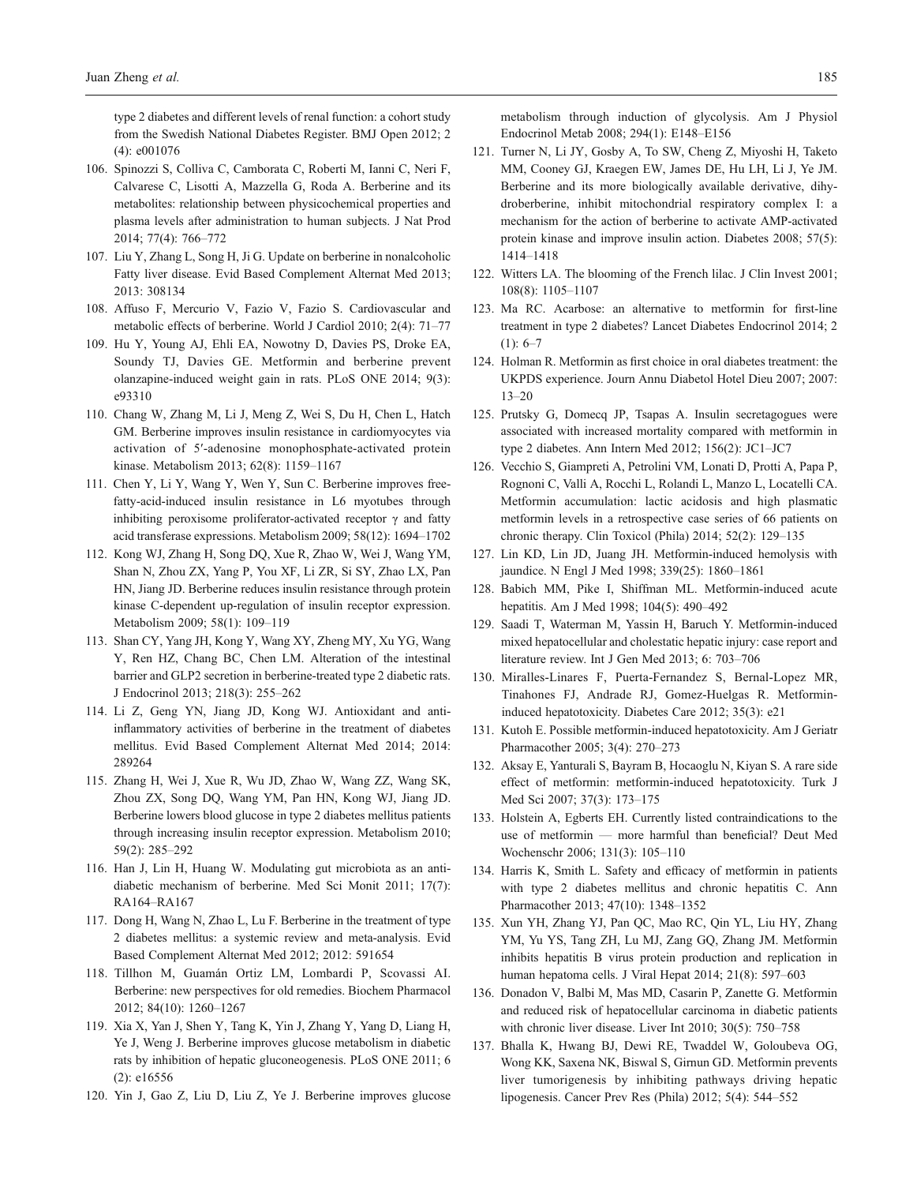type 2 diabetes and different levels of renal function: a cohort study from the Swedish National Diabetes Register. BMJ Open 2012; 2 (4): e001076

106. Spinozzi S, Colliva C, Camborata C, Roberti M, Ianni C, Neri F, Calvarese C, Lisotti A, Mazzella G, Roda A. Berberine and its metabolites: relationship between physicochemical properties and plasma levels after administration to human subjects. J Nat Prod 2014; 77(4): 766–772
107. Liu Y, Zhang L, Song H, Ji G. Update on berberine in nonalcoholic Fatty liver disease. Evid Based Complement Alternat Med 2013; 2013: 308134
108. Affuso F, Mercurio V, Fazio V, Fazio S. Cardiovascular and metabolic effects of berberine. World J Cardiol 2010; 2(4): 71–77
109. Hu Y, Young AJ, Ehli EA, Nowotny D, Davies PS, Droke EA, Soundy TJ, Davies GE. Metformin and berberine prevent olanzapine-induced weight gain in rats. PLoS ONE 2014; 9(3): e93310
110. Chang W, Zhang M, Li J, Meng Z, Wei S, Du H, Chen L, Hatch GM. Berberine improves insulin resistance in cardiomyocytes via activation of 5′-adenosine monophosphate-activated protein kinase. Metabolism 2013; 62(8): 1159–1167
111. Chen Y, Li Y, Wang Y, Wen Y, Sun C. Berberine improves free-fatty-acid-induced insulin resistance in L6 myotubes through inhibiting peroxisome proliferator-activated receptor γ and fatty acid transferase expressions. Metabolism 2009; 58(12): 1694–1702
112. Kong WJ, Zhang H, Song DQ, Xue R, Zhao W, Wei J, Wang YM, Shan N, Zhou ZX, Yang P, You XF, Li ZR, Si SY, Zhao LX, Pan HN, Jiang JD. Berberine reduces insulin resistance through protein kinase C-dependent up-regulation of insulin receptor expression. Metabolism 2009; 58(1): 109–119
113. Shan CY, Yang JH, Kong Y, Wang XY, Zheng MY, Xu YG, Wang Y, Ren HZ, Chang BC, Chen LM. Alteration of the intestinal barrier and GLP2 secretion in berberine-treated type 2 diabetic rats. J Endocrinol 2013; 218(3): 255–262
114. Li Z, Geng YN, Jiang JD, Kong WJ. Antioxidant and anti-inflammatory activities of berberine in the treatment of diabetes mellitus. Evid Based Complement Alternat Med 2014; 2014: 289264
115. Zhang H, Wei J, Xue R, Wu JD, Zhao W, Wang ZZ, Wang SK, Zhou ZX, Song DQ, Wang YM, Pan HN, Kong WJ, Jiang JD. Berberine lowers blood glucose in type 2 diabetes mellitus patients through increasing insulin receptor expression. Metabolism 2010; 59(2): 285–292
116. Han J, Lin H, Huang W. Modulating gut microbiota as an anti-diabetic mechanism of berberine. Med Sci Monit 2011; 17(7): RA164–RA167
117. Dong H, Wang N, Zhao L, Lu F. Berberine in the treatment of type 2 diabetes mellitus: a systemic review and meta-analysis. Evid Based Complement Alternat Med 2012; 2012: 591654
118. Tillhon M, Guamán Ortiz LM, Lombardi P, Scovassi AI. Berberine: new perspectives for old remedies. Biochem Pharmacol 2012; 84(10): 1260–1267
119. Xia X, Yan J, Shen Y, Tang K, Yin J, Zhang Y, Yang D, Liang H, Ye J, Weng J. Berberine improves glucose metabolism in diabetic rats by inhibition of hepatic gluconeogenesis. PLoS ONE 2011; 6 (2): e16556
120. Yin J, Gao Z, Liu D, Liu Z, Ye J. Berberine improves glucose metabolism through induction of glycolysis. Am J Physiol Endocrinol Metab 2008; 294(1): E148–E156
121. Turner N, Li JY, Gosby A, To SW, Cheng Z, Miyoshi H, Taketo MM, Cooney GJ, Kraegen EW, James DE, Hu LH, Li J, Ye JM. Berberine and its more biologically available derivative, dihydroberberine, inhibit mitochondrial respiratory complex I: a mechanism for the action of berberine to activate AMP-activated protein kinase and improve insulin action. Diabetes 2008; 57(5): 1414–1418
122. Witters LA. The blooming of the French lilac. J Clin Invest 2001; 108(8): 1105–1107
123. Ma RC. Acarbose: an alternative to metformin for first-line treatment in type 2 diabetes? Lancet Diabetes Endocrinol 2014; 2 (1): 6–7
124. Holman R. Metformin as first choice in oral diabetes treatment: the UKPDS experience. Journ Annu Diabetol Hotel Dieu 2007; 2007: 13–20
125. Prutsky G, Domecq JP, Tsapas A. Insulin secretagogues were associated with increased mortality compared with metformin in type 2 diabetes. Ann Intern Med 2012; 156(2): JC1–JC7
126. Vecchio S, Giampreti A, Petrolini VM, Lonati D, Protti A, Papa P, Rognoni C, Valli A, Rocchi L, Rolandi L, Manzo L, Locatelli CA. Metformin accumulation: lactic acidosis and high plasmatic metformin levels in a retrospective case series of 66 patients on chronic therapy. Clin Toxicol (Phila) 2014; 52(2): 129–135
127. Lin KD, Lin JD, Juang JH. Metformin-induced hemolysis with jaundice. N Engl J Med 1998; 339(25): 1860–1861
128. Babich MM, Pike I, Shiffman ML. Metformin-induced acute hepatitis. Am J Med 1998; 104(5): 490–492
129. Saadi T, Waterman M, Yassin H, Baruch Y. Metformin-induced mixed hepatocellular and cholestatic hepatic injury: case report and literature review. Int J Gen Med 2013; 6: 703–706
130. Miralles-Linares F, Puerta-Fernandez S, Bernal-Lopez MR, Tinahones FJ, Andrade RJ, Gomez-Huelgas R. Metformin-induced hepatotoxicity. Diabetes Care 2012; 35(3): e21
131. Kutoh E. Possible metformin-induced hepatotoxicity. Am J Geriatr Pharmacother 2005; 3(4): 270–273
132. Aksay E, Yanturali S, Bayram B, Hocaoglu N, Kiyan S. A rare side effect of metformin: metformin-induced hepatotoxicity. Turk J Med Sci 2007; 37(3): 173–175
133. Holstein A, Egberts EH. Currently listed contraindications to the use of metformin — more harmful than beneficial? Deut Med Wochenschr 2006; 131(3): 105–110
134. Harris K, Smith L. Safety and efficacy of metformin in patients with type 2 diabetes mellitus and chronic hepatitis C. Ann Pharmacother 2013; 47(10): 1348–1352
135. Xun YH, Zhang YJ, Pan QC, Mao RC, Qin YL, Liu HY, Zhang YM, Yu YS, Tang ZH, Lu MJ, Zang GQ, Zhang JM. Metformin inhibits hepatitis B virus protein production and replication in human hepatoma cells. J Viral Hepat 2014; 21(8): 597–603
136. Donadon V, Balbi M, Mas MD, Casarin P, Zanette G. Metformin and reduced risk of hepatocellular carcinoma in diabetic patients with chronic liver disease. Liver Int 2010; 30(5): 750–758
137. Bhalla K, Hwang BJ, Dewi RE, Twaddel W, Goloubeva OG, Wong KK, Saxena NK, Biswal S, Girnun GD. Metformin prevents liver tumorigenesis by inhibiting pathways driving hepatic lipogenesis. Cancer Prev Res (Phila) 2012; 5(4): 544–552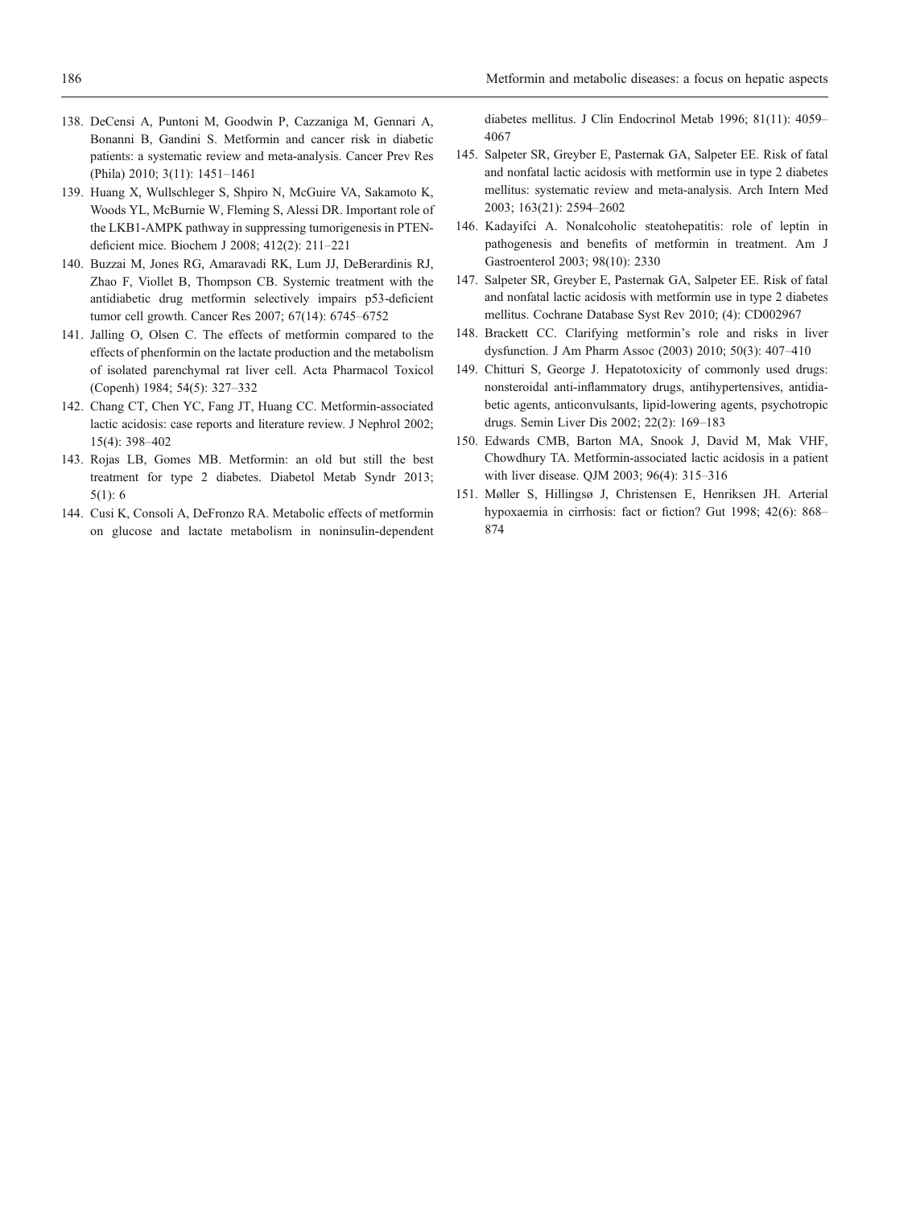138. DeCensi A, Puntoni M, Goodwin P, Cazzaniga M, Gennari A, Bonanni B, Gandini S. Metformin and cancer risk in diabetic patients: a systematic review and meta-analysis. Cancer Prev Res (Phila) 2010; 3(11): 1451–1461
139. Huang X, Wullschleger S, Shpiro N, McGuire VA, Sakamoto K, Woods YL, McBurnie W, Fleming S, Alessi DR. Important role of the LKB1-AMPK pathway in suppressing tumorigenesis in PTEN-deficient mice. Biochem J 2008; 412(2): 211–221
140. Buzzai M, Jones RG, Amaravadi RK, Lum JJ, DeBerardinis RJ, Zhao F, Viollet B, Thompson CB. Systemic treatment with the antidiabetic drug metformin selectively impairs p53-deficient tumor cell growth. Cancer Res 2007; 67(14): 6745–6752
141. Jalling O, Olsen C. The effects of metformin compared to the effects of phenformin on the lactate production and the metabolism of isolated parenchymal rat liver cell. Acta Pharmacol Toxicol (Copenh) 1984; 54(5): 327–332
142. Chang CT, Chen YC, Fang JT, Huang CC. Metformin-associated lactic acidosis: case reports and literature review. J Nephrol 2002; 15(4): 398–402
143. Rojas LB, Gomes MB. Metformin: an old but still the best treatment for type 2 diabetes. Diabetol Metab Syndr 2013; 5(1): 6
144. Cusi K, Consoli A, DeFronzo RA. Metabolic effects of metformin on glucose and lactate metabolism in noninsulin-dependent diabetes mellitus. J Clin Endocrinol Metab 1996; 81(11): 4059–4067
145. Salpeter SR, Greyber E, Pasternak GA, Salpeter EE. Risk of fatal and nonfatal lactic acidosis with metformin use in type 2 diabetes mellitus: systematic review and meta-analysis. Arch Intern Med 2003; 163(21): 2594–2602
146. Kadayifci A. Nonalcoholic steatohepatitis: role of leptin in pathogenesis and benefits of metformin in treatment. Am J Gastroenterol 2003; 98(10): 2330
147. Salpeter SR, Greyber E, Pasternak GA, Salpeter EE. Risk of fatal and nonfatal lactic acidosis with metformin use in type 2 diabetes mellitus. Cochrane Database Syst Rev 2010; (4): CD002967
148. Brackett CC. Clarifying metformin's role and risks in liver dysfunction. J Am Pharm Assoc (2003) 2010; 50(3): 407–410
149. Chitturi S, George J. Hepatotoxicity of commonly used drugs: nonsteroidal anti-inflammatory drugs, antihypertensives, antidiabetic agents, anticonvulsants, lipid-lowering agents, psychotropic drugs. Semin Liver Dis 2002; 22(2): 169–183
150. Edwards CMB, Barton MA, Snook J, David M, Mak VHF, Chowdhury TA. Metformin-associated lactic acidosis in a patient with liver disease. QJM 2003; 96(4): 315–316
151. Møller S, Hillingsø J, Christensen E, Henriksen JH. Arterial hypoxaemia in cirrhosis: fact or fiction? Gut 1998; 42(6): 868–874